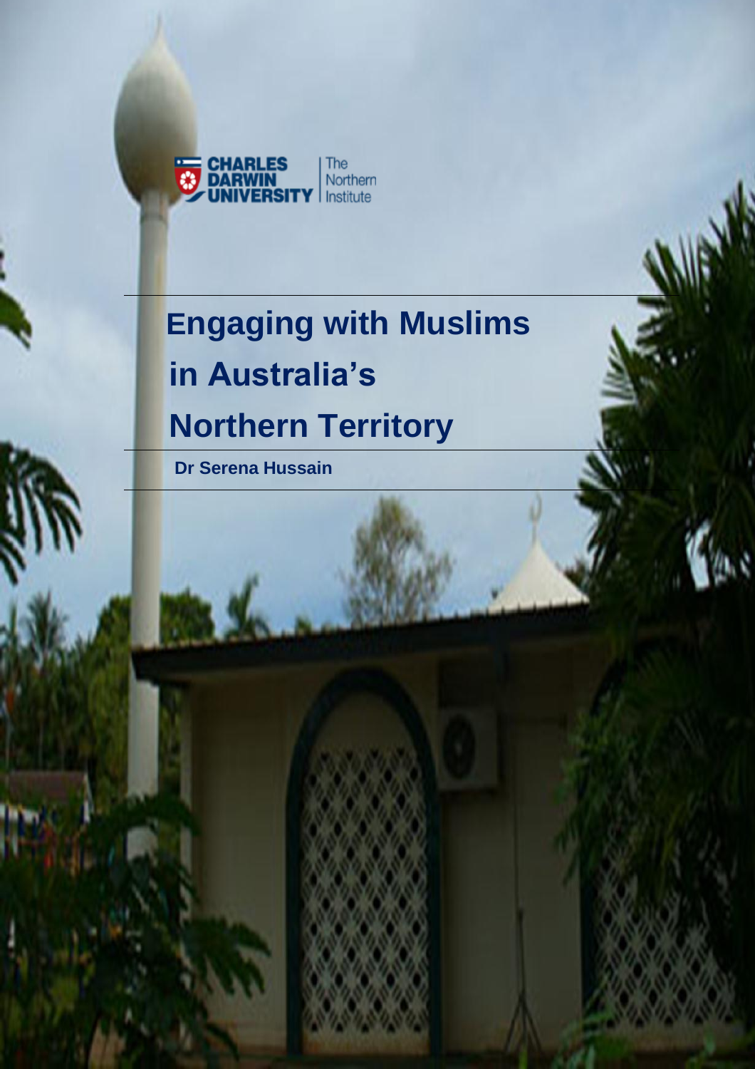CHARLES DARWIN UNIVERSITY | The Northern Institute

# Engaging with Muslims in Australia's Northern Territory

**Dr Serena Hussain**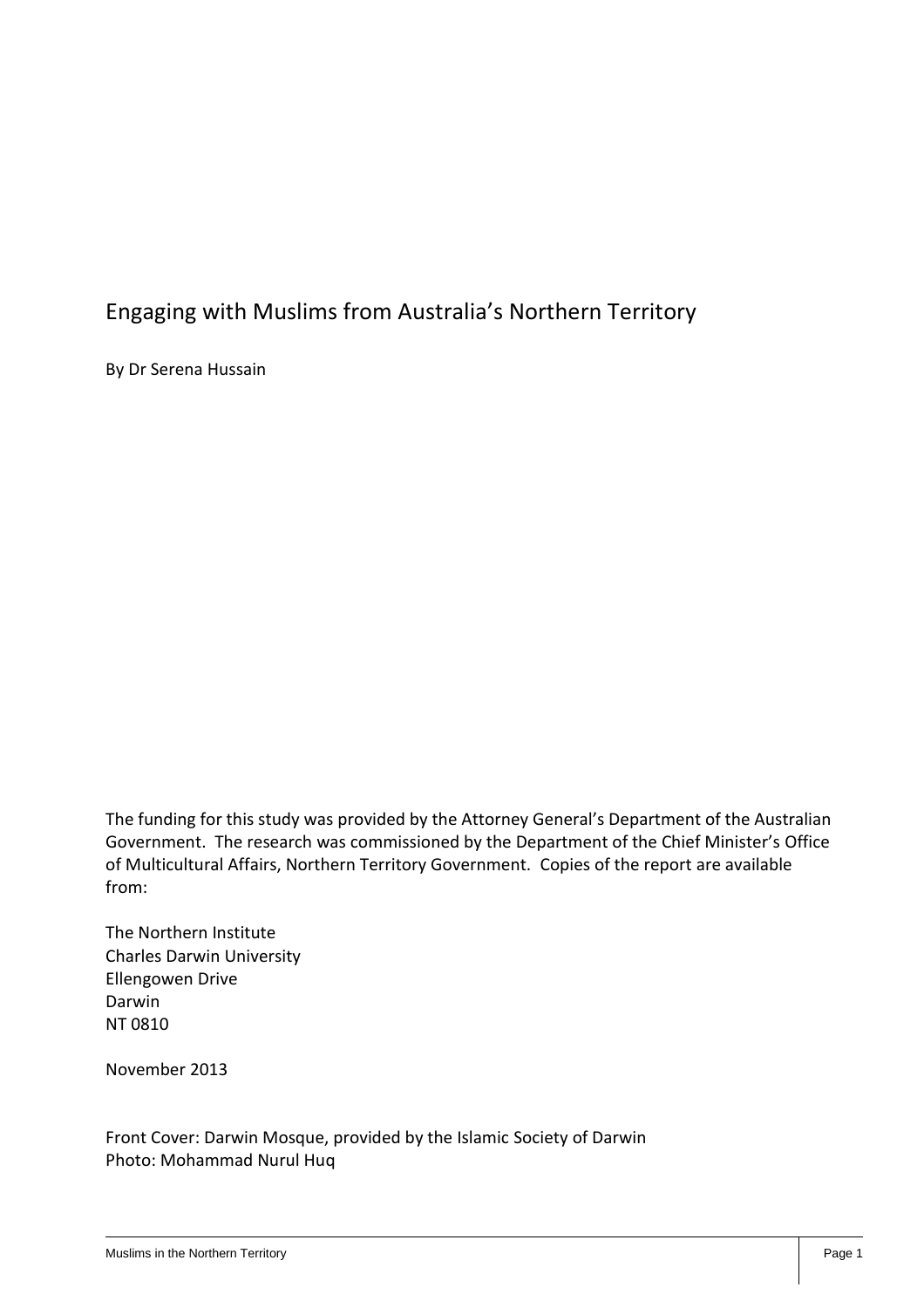# Engaging with Muslims from Australia's Northern Territory

By Dr Serena Hussain

The funding for this study was provided by the Attorney General's Department of the Australian Government. The research was commissioned by the Department of the Chief Minister's Office of Multicultural Affairs, Northern Territory Government. Copies of the report are available from:

The Northern Institute
Charles Darwin University
Ellengowen Drive
Darwin
NT 0810

November 2013

Front Cover: Darwin Mosque, provided by the Islamic Society of Darwin
Photo: Mohammad Nurul Huq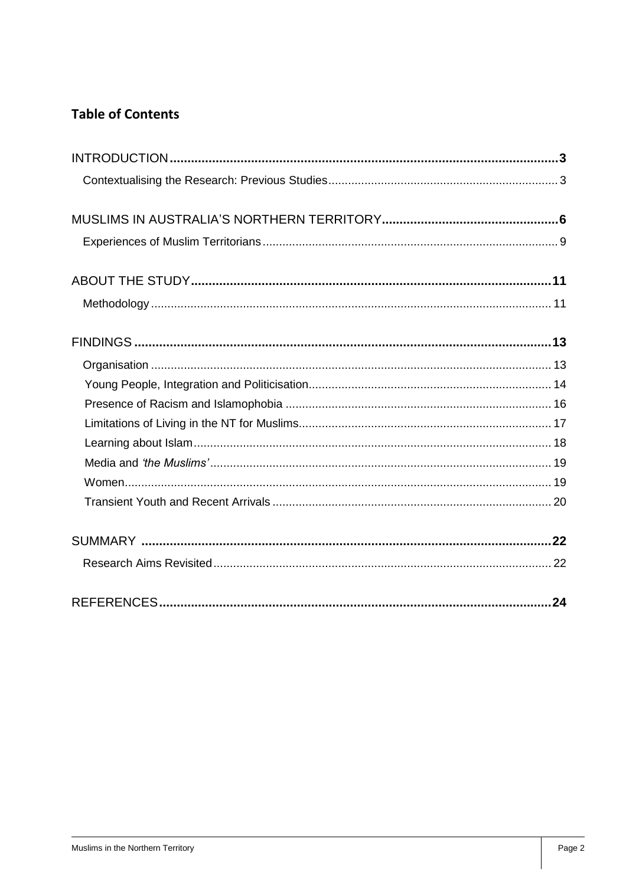## Table of Contents

- **INTRODUCTION ... 3**
  - Contextualising the Research: Previous Studies ... 3
- **MUSLIMS IN AUSTRALIA'S NORTHERN TERRITORY ... 6**
  - Experiences of Muslim Territorians ... 9
- **ABOUT THE STUDY ... 11**
  - Methodology ... 11
- **FINDINGS ... 13**
  - Organisation ... 13
  - Young People, Integration and Politicisation ... 14
  - Presence of Racism and Islamophobia ... 16
  - Limitations of Living in the NT for Muslims ... 17
  - Learning about Islam ... 18
  - Media and *'the Muslims'* ... 19
  - Women ... 19
  - Transient Youth and Recent Arrivals ... 20
- **SUMMARY ... 22**
  - Research Aims Revisited ... 22
- **REFERENCES ... 24**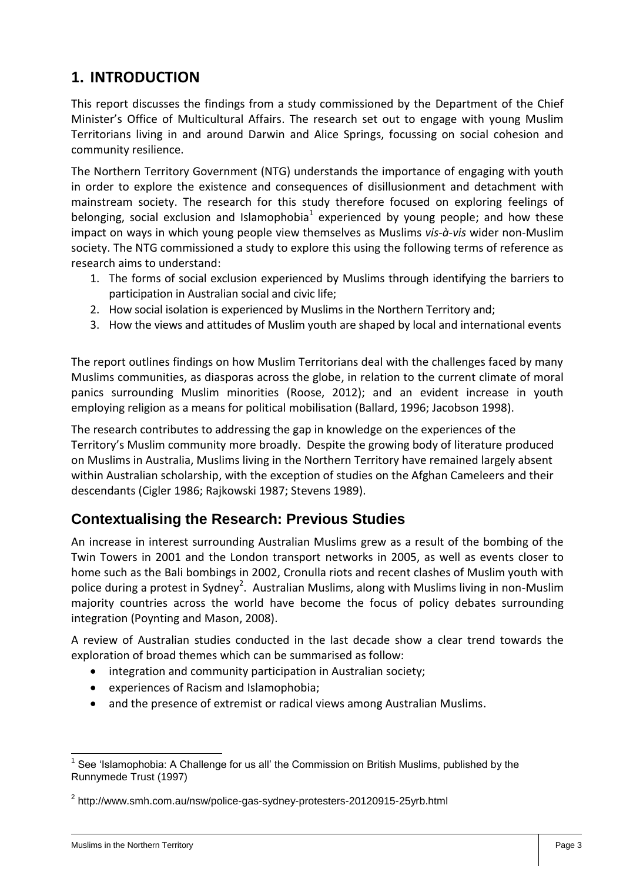# 1. INTRODUCTION

This report discusses the findings from a study commissioned by the Department of the Chief Minister's Office of Multicultural Affairs. The research set out to engage with young Muslim Territorians living in and around Darwin and Alice Springs, focussing on social cohesion and community resilience.

The Northern Territory Government (NTG) understands the importance of engaging with youth in order to explore the existence and consequences of disillusionment and detachment with mainstream society. The research for this study therefore focused on exploring feelings of belonging, social exclusion and Islamophobia[1] experienced by young people; and how these impact on ways in which young people view themselves as Muslims *vis-à-vis* wider non-Muslim society. The NTG commissioned a study to explore this using the following terms of reference as research aims to understand:

1. The forms of social exclusion experienced by Muslims through identifying the barriers to participation in Australian social and civic life;
2. How social isolation is experienced by Muslims in the Northern Territory and;
3. How the views and attitudes of Muslim youth are shaped by local and international events

The report outlines findings on how Muslim Territorians deal with the challenges faced by many Muslims communities, as diasporas across the globe, in relation to the current climate of moral panics surrounding Muslim minorities (Roose, 2012); and an evident increase in youth employing religion as a means for political mobilisation (Ballard, 1996; Jacobson 1998).

The research contributes to addressing the gap in knowledge on the experiences of the Territory's Muslim community more broadly. Despite the growing body of literature produced on Muslims in Australia, Muslims living in the Northern Territory have remained largely absent within Australian scholarship, with the exception of studies on the Afghan Cameleers and their descendants (Cigler 1986; Rajkowski 1987; Stevens 1989).

## Contextualising the Research: Previous Studies

An increase in interest surrounding Australian Muslims grew as a result of the bombing of the Twin Towers in 2001 and the London transport networks in 2005, as well as events closer to home such as the Bali bombings in 2002, Cronulla riots and recent clashes of Muslim youth with police during a protest in Sydney[2]. Australian Muslims, along with Muslims living in non-Muslim majority countries across the world have become the focus of policy debates surrounding integration (Poynting and Mason, 2008).

A review of Australian studies conducted in the last decade show a clear trend towards the exploration of broad themes which can be summarised as follow:

- integration and community participation in Australian society;
- experiences of Racism and Islamophobia;
- and the presence of extremist or radical views among Australian Muslims.

---

[1] See 'Islamophobia: A Challenge for us all' the Commission on British Muslims, published by the Runnymede Trust (1997)

[2] http://www.smh.com.au/nsw/police-gas-sydney-protesters-20120915-25yrb.html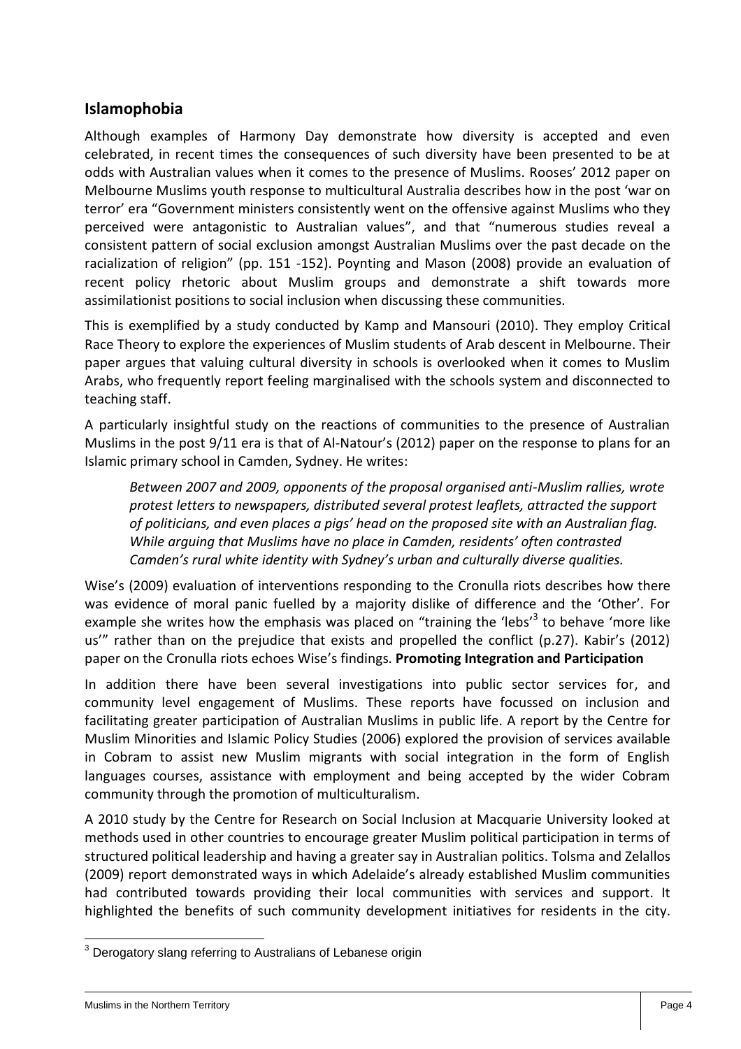## Islamophobia

Although examples of Harmony Day demonstrate how diversity is accepted and even celebrated, in recent times the consequences of such diversity have been presented to be at odds with Australian values when it comes to the presence of Muslims. Rooses' 2012 paper on Melbourne Muslims youth response to multicultural Australia describes how in the post 'war on terror' era "Government ministers consistently went on the offensive against Muslims who they perceived were antagonistic to Australian values", and that "numerous studies reveal a consistent pattern of social exclusion amongst Australian Muslims over the past decade on the racialization of religion" (pp. 151 -152). Poynting and Mason (2008) provide an evaluation of recent policy rhetoric about Muslim groups and demonstrate a shift towards more assimilationist positions to social inclusion when discussing these communities.

This is exemplified by a study conducted by Kamp and Mansouri (2010). They employ Critical Race Theory to explore the experiences of Muslim students of Arab descent in Melbourne. Their paper argues that valuing cultural diversity in schools is overlooked when it comes to Muslim Arabs, who frequently report feeling marginalised with the schools system and disconnected to teaching staff.

A particularly insightful study on the reactions of communities to the presence of Australian Muslims in the post 9/11 era is that of Al-Natour's (2012) paper on the response to plans for an Islamic primary school in Camden, Sydney. He writes:

> *Between 2007 and 2009, opponents of the proposal organised anti-Muslim rallies, wrote protest letters to newspapers, distributed several protest leaflets, attracted the support of politicians, and even places a pigs' head on the proposed site with an Australian flag. While arguing that Muslims have no place in Camden, residents' often contrasted Camden's rural white identity with Sydney's urban and culturally diverse qualities.*

Wise's (2009) evaluation of interventions responding to the Cronulla riots describes how there was evidence of moral panic fuelled by a majority dislike of difference and the 'Other'. For example she writes how the emphasis was placed on "training the 'lebs'[3] to behave 'more like us'" rather than on the prejudice that exists and propelled the conflict (p.27). Kabir's (2012) paper on the Cronulla riots echoes Wise's findings.

**Promoting Integration and Participation**

In addition there have been several investigations into public sector services for, and community level engagement of Muslims. These reports have focussed on inclusion and facilitating greater participation of Australian Muslims in public life. A report by the Centre for Muslim Minorities and Islamic Policy Studies (2006) explored the provision of services available in Cobram to assist new Muslim migrants with social integration in the form of English languages courses, assistance with employment and being accepted by the wider Cobram community through the promotion of multiculturalism.

A 2010 study by the Centre for Research on Social Inclusion at Macquarie University looked at methods used in other countries to encourage greater Muslim political participation in terms of structured political leadership and having a greater say in Australian politics. Tolsma and Zelallos (2009) report demonstrated ways in which Adelaide's already established Muslim communities had contributed towards providing their local communities with services and support. It highlighted the benefits of such community development initiatives for residents in the city.

[3] Derogatory slang referring to Australians of Lebanese origin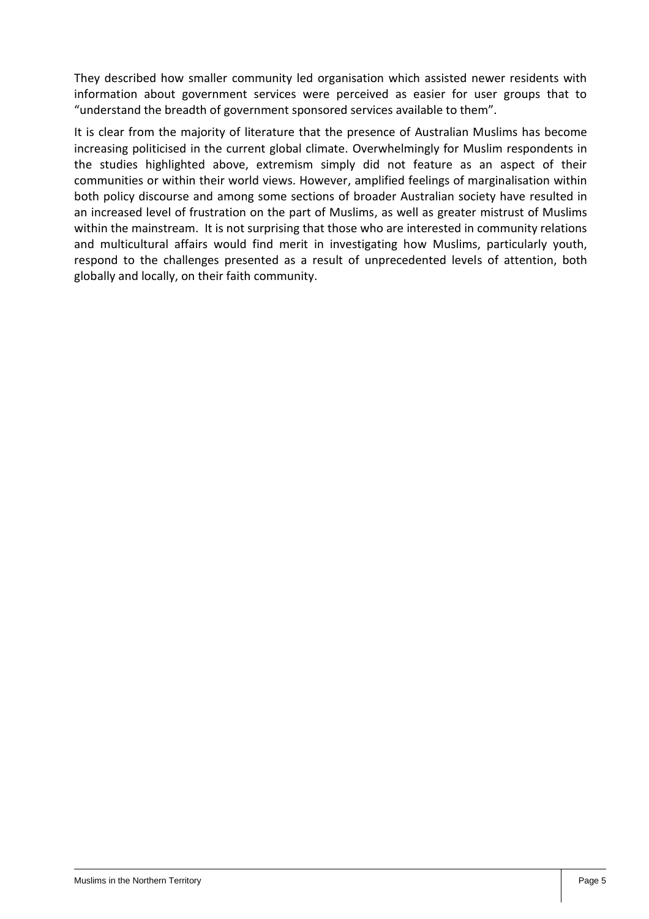They described how smaller community led organisation which assisted newer residents with information about government services were perceived as easier for user groups that to "understand the breadth of government sponsored services available to them".

It is clear from the majority of literature that the presence of Australian Muslims has become increasing politicised in the current global climate. Overwhelmingly for Muslim respondents in the studies highlighted above, extremism simply did not feature as an aspect of their communities or within their world views. However, amplified feelings of marginalisation within both policy discourse and among some sections of broader Australian society have resulted in an increased level of frustration on the part of Muslims, as well as greater mistrust of Muslims within the mainstream. It is not surprising that those who are interested in community relations and multicultural affairs would find merit in investigating how Muslims, particularly youth, respond to the challenges presented as a result of unprecedented levels of attention, both globally and locally, on their faith community.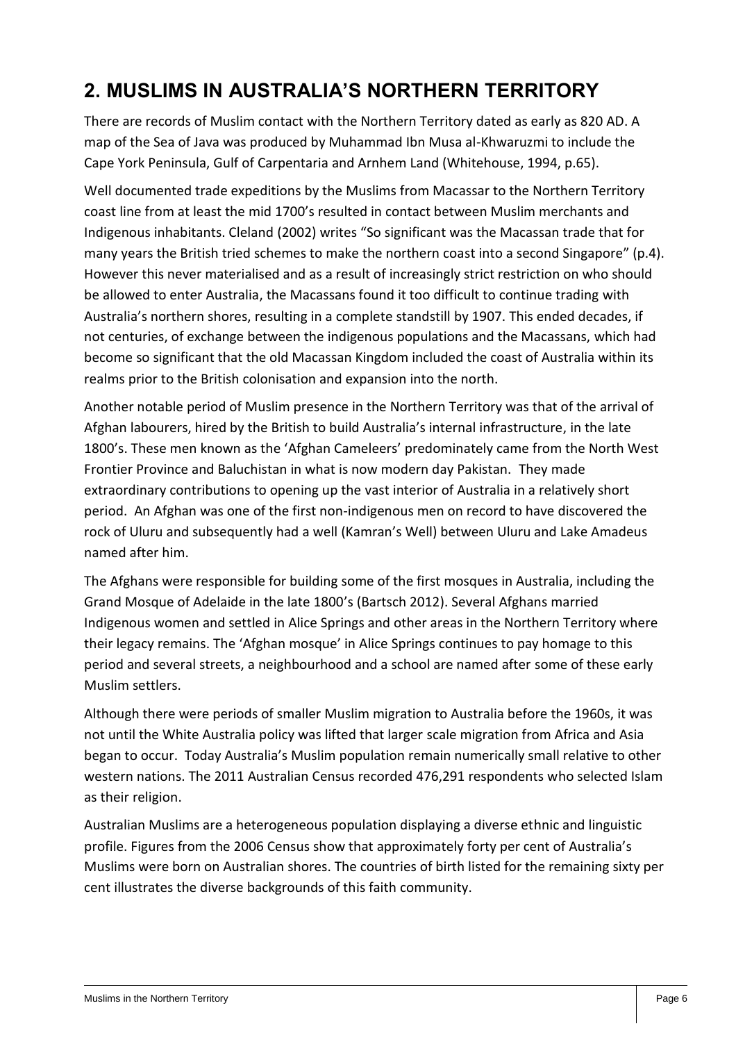## 2. MUSLIMS IN AUSTRALIA'S NORTHERN TERRITORY

There are records of Muslim contact with the Northern Territory dated as early as 820 AD. A map of the Sea of Java was produced by Muhammad Ibn Musa al-Khwaruzmi to include the Cape York Peninsula, Gulf of Carpentaria and Arnhem Land (Whitehouse, 1994, p.65).

Well documented trade expeditions by the Muslims from Macassar to the Northern Territory coast line from at least the mid 1700's resulted in contact between Muslim merchants and Indigenous inhabitants. Cleland (2002) writes "So significant was the Macassan trade that for many years the British tried schemes to make the northern coast into a second Singapore" (p.4). However this never materialised and as a result of increasingly strict restriction on who should be allowed to enter Australia, the Macassans found it too difficult to continue trading with Australia's northern shores, resulting in a complete standstill by 1907. This ended decades, if not centuries, of exchange between the indigenous populations and the Macassans, which had become so significant that the old Macassan Kingdom included the coast of Australia within its realms prior to the British colonisation and expansion into the north.

Another notable period of Muslim presence in the Northern Territory was that of the arrival of Afghan labourers, hired by the British to build Australia's internal infrastructure, in the late 1800's. These men known as the 'Afghan Cameleers' predominately came from the North West Frontier Province and Baluchistan in what is now modern day Pakistan. They made extraordinary contributions to opening up the vast interior of Australia in a relatively short period. An Afghan was one of the first non-indigenous men on record to have discovered the rock of Uluru and subsequently had a well (Kamran's Well) between Uluru and Lake Amadeus named after him.

The Afghans were responsible for building some of the first mosques in Australia, including the Grand Mosque of Adelaide in the late 1800's (Bartsch 2012). Several Afghans married Indigenous women and settled in Alice Springs and other areas in the Northern Territory where their legacy remains. The 'Afghan mosque' in Alice Springs continues to pay homage to this period and several streets, a neighbourhood and a school are named after some of these early Muslim settlers.

Although there were periods of smaller Muslim migration to Australia before the 1960s, it was not until the White Australia policy was lifted that larger scale migration from Africa and Asia began to occur. Today Australia's Muslim population remain numerically small relative to other western nations. The 2011 Australian Census recorded 476,291 respondents who selected Islam as their religion.

Australian Muslims are a heterogeneous population displaying a diverse ethnic and linguistic profile. Figures from the 2006 Census show that approximately forty per cent of Australia's Muslims were born on Australian shores. The countries of birth listed for the remaining sixty per cent illustrates the diverse backgrounds of this faith community.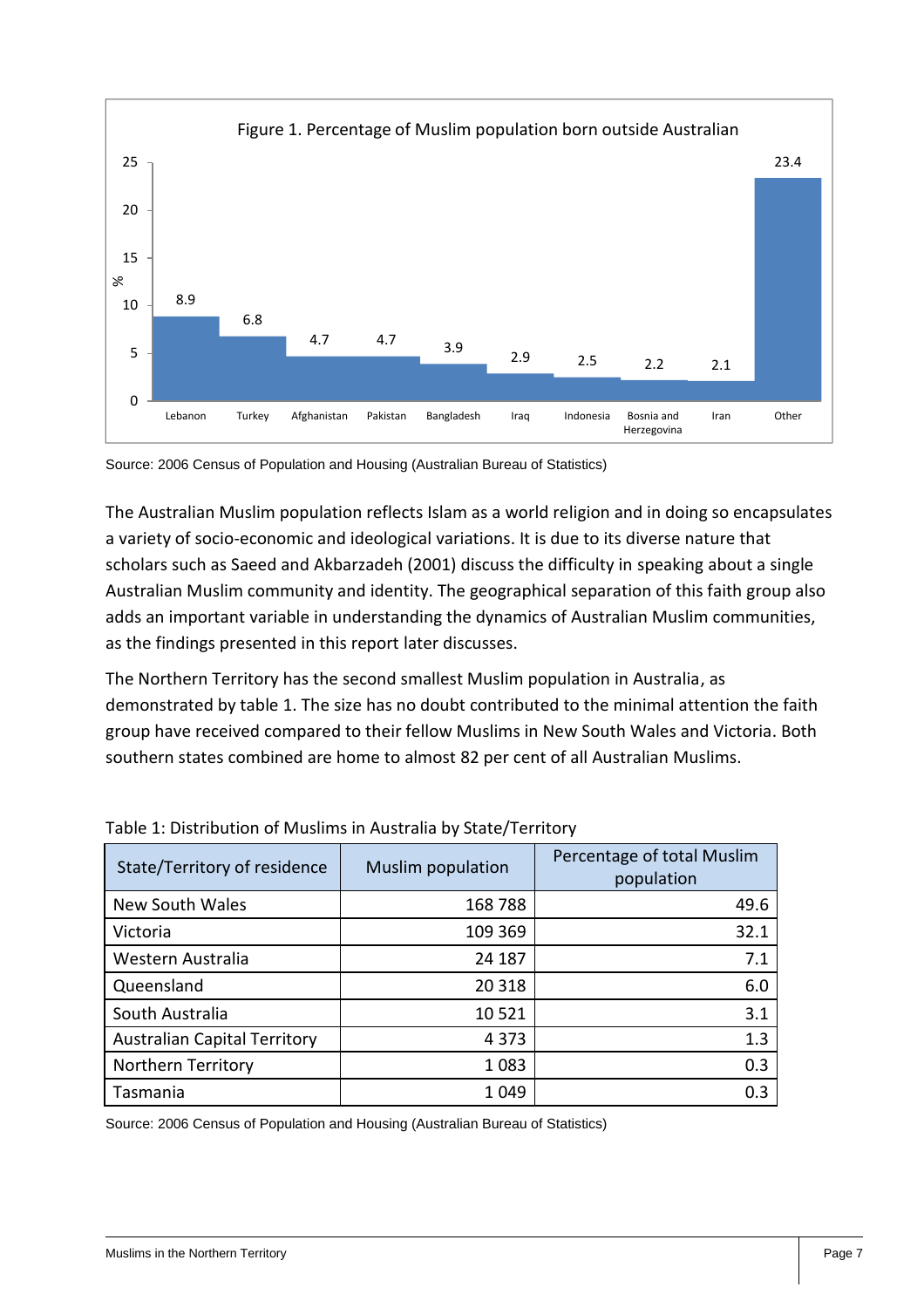Figure 1. Percentage of Muslim population born outside Australian

| Country | % |
|---|---|
| Lebanon | 8.9 |
| Turkey | 6.8 |
| Afghanistan | 4.7 |
| Pakistan | 4.7 |
| Bangladesh | 3.9 |
| Iraq | 2.9 |
| Indonesia | 2.5 |
| Bosnia and Herzegovina | 2.2 |
| Iran | 2.1 |
| Other | 23.4 |

Source: 2006 Census of Population and Housing (Australian Bureau of Statistics)

The Australian Muslim population reflects Islam as a world religion and in doing so encapsulates a variety of socio-economic and ideological variations. It is due to its diverse nature that scholars such as Saeed and Akbarzadeh (2001) discuss the difficulty in speaking about a single Australian Muslim community and identity. The geographical separation of this faith group also adds an important variable in understanding the dynamics of Australian Muslim communities, as the findings presented in this report later discusses.

The Northern Territory has the second smallest Muslim population in Australia, as demonstrated by table 1. The size has no doubt contributed to the minimal attention the faith group have received compared to their fellow Muslims in New South Wales and Victoria. Both southern states combined are home to almost 82 per cent of all Australian Muslims.

Table 1: Distribution of Muslims in Australia by State/Territory

| State/Territory of residence | Muslim population | Percentage of total Muslim population |
|---|---:|---:|
| New South Wales | 168 788 | 49.6 |
| Victoria | 109 369 | 32.1 |
| Western Australia | 24 187 | 7.1 |
| Queensland | 20 318 | 6.0 |
| South Australia | 10 521 | 3.1 |
| Australian Capital Territory | 4 373 | 1.3 |
| Northern Territory | 1 083 | 0.3 |
| Tasmania | 1 049 | 0.3 |

Source: 2006 Census of Population and Housing (Australian Bureau of Statistics)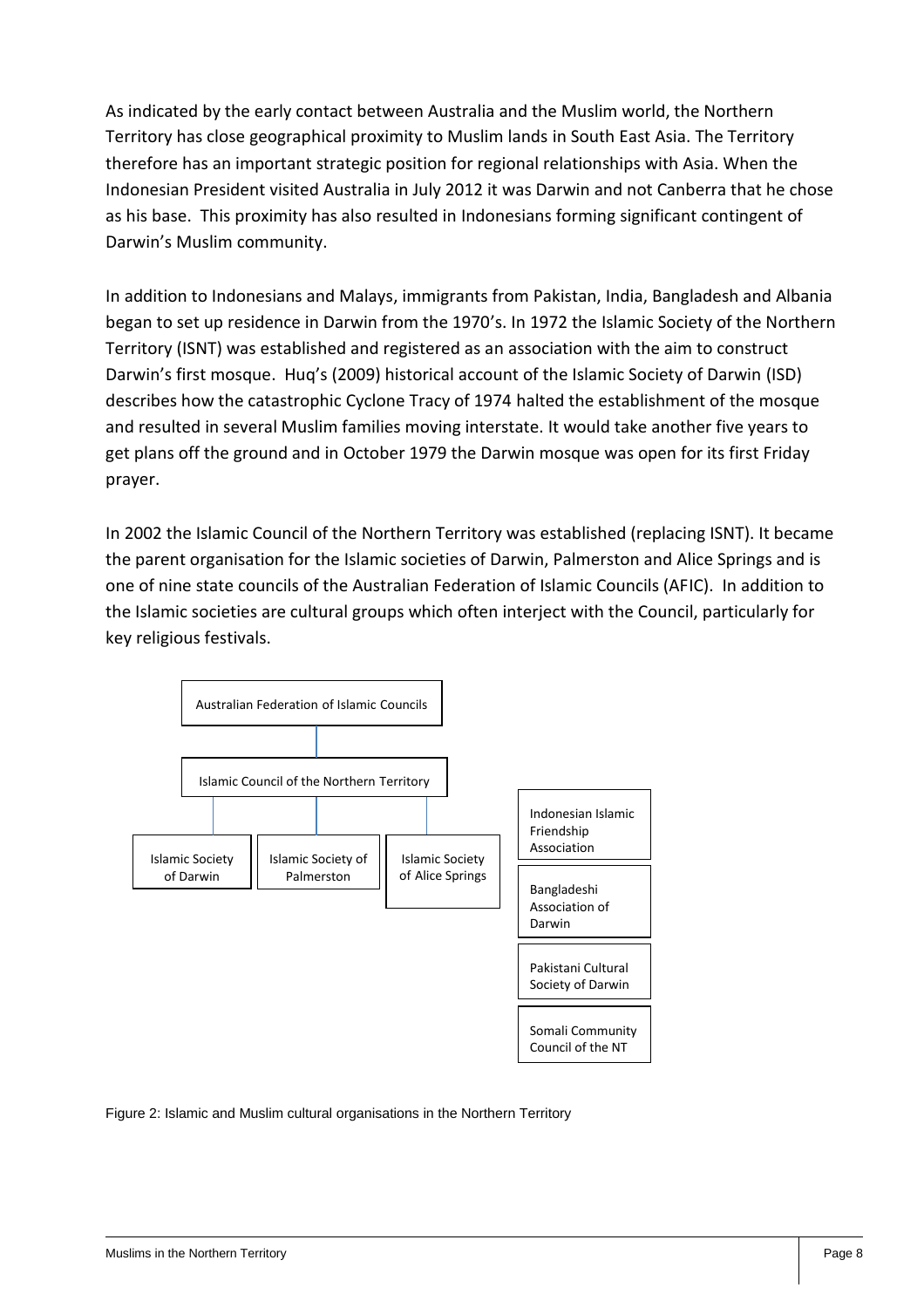As indicated by the early contact between Australia and the Muslim world, the Northern Territory has close geographical proximity to Muslim lands in South East Asia. The Territory therefore has an important strategic position for regional relationships with Asia. When the Indonesian President visited Australia in July 2012 it was Darwin and not Canberra that he chose as his base. This proximity has also resulted in Indonesians forming significant contingent of Darwin's Muslim community.

In addition to Indonesians and Malays, immigrants from Pakistan, India, Bangladesh and Albania began to set up residence in Darwin from the 1970's. In 1972 the Islamic Society of the Northern Territory (ISNT) was established and registered as an association with the aim to construct Darwin's first mosque. Huq's (2009) historical account of the Islamic Society of Darwin (ISD) describes how the catastrophic Cyclone Tracy of 1974 halted the establishment of the mosque and resulted in several Muslim families moving interstate. It would take another five years to get plans off the ground and in October 1979 the Darwin mosque was open for its first Friday prayer.

In 2002 the Islamic Council of the Northern Territory was established (replacing ISNT). It became the parent organisation for the Islamic societies of Darwin, Palmerston and Alice Springs and is one of nine state councils of the Australian Federation of Islamic Councils (AFIC). In addition to the Islamic societies are cultural groups which often interject with the Council, particularly for key religious festivals.

- Australian Federation of Islamic Councils
  - Islamic Council of the Northern Territory
    - Islamic Society of Darwin
    - Islamic Society of Palmerston
    - Islamic Society of Alice Springs

- Indonesian Islamic Friendship Association
- Bangladeshi Association of Darwin
- Pakistani Cultural Society of Darwin
- Somali Community Council of the NT

Figure 2: Islamic and Muslim cultural organisations in the Northern Territory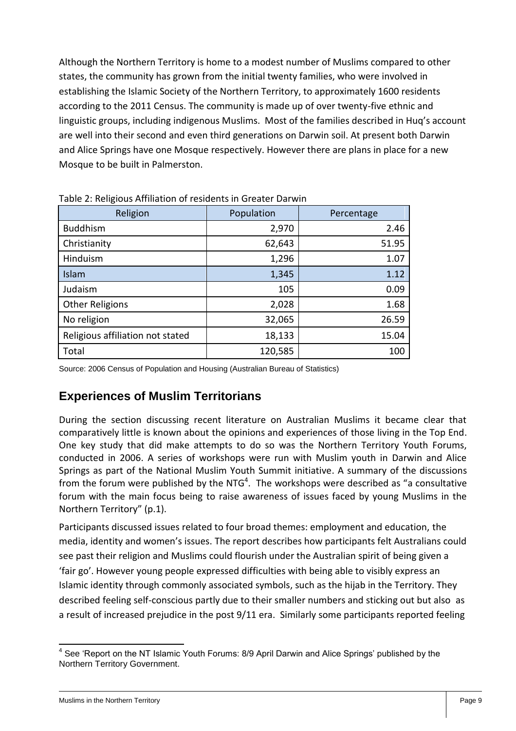Although the Northern Territory is home to a modest number of Muslims compared to other states, the community has grown from the initial twenty families, who were involved in establishing the Islamic Society of the Northern Territory, to approximately 1600 residents according to the 2011 Census. The community is made up of over twenty-five ethnic and linguistic groups, including indigenous Muslims. Most of the families described in Huq's account are well into their second and even third generations on Darwin soil. At present both Darwin and Alice Springs have one Mosque respectively. However there are plans in place for a new Mosque to be built in Palmerston.

Table 2: Religious Affiliation of residents in Greater Darwin

| Religion | Population | Percentage |
| --- | --- | --- |
| Buddhism | 2,970 | 2.46 |
| Christianity | 62,643 | 51.95 |
| Hinduism | 1,296 | 1.07 |
| Islam | 1,345 | 1.12 |
| Judaism | 105 | 0.09 |
| Other Religions | 2,028 | 1.68 |
| No religion | 32,065 | 26.59 |
| Religious affiliation not stated | 18,133 | 15.04 |
| Total | 120,585 | 100 |

Source: 2006 Census of Population and Housing (Australian Bureau of Statistics)

## Experiences of Muslim Territorians

During the section discussing recent literature on Australian Muslims it became clear that comparatively little is known about the opinions and experiences of those living in the Top End. One key study that did make attempts to do so was the Northern Territory Youth Forums, conducted in 2006. A series of workshops were run with Muslim youth in Darwin and Alice Springs as part of the National Muslim Youth Summit initiative. A summary of the discussions from the forum were published by the NTG[4]. The workshops were described as "a consultative forum with the main focus being to raise awareness of issues faced by young Muslims in the Northern Territory" (p.1).

Participants discussed issues related to four broad themes: employment and education, the media, identity and women's issues. The report describes how participants felt Australians could see past their religion and Muslims could flourish under the Australian spirit of being given a 'fair go'. However young people expressed difficulties with being able to visibly express an Islamic identity through commonly associated symbols, such as the hijab in the Territory. They described feeling self-conscious partly due to their smaller numbers and sticking out but also as a result of increased prejudice in the post 9/11 era. Similarly some participants reported feeling

[4] See 'Report on the NT Islamic Youth Forums: 8/9 April Darwin and Alice Springs' published by the Northern Territory Government.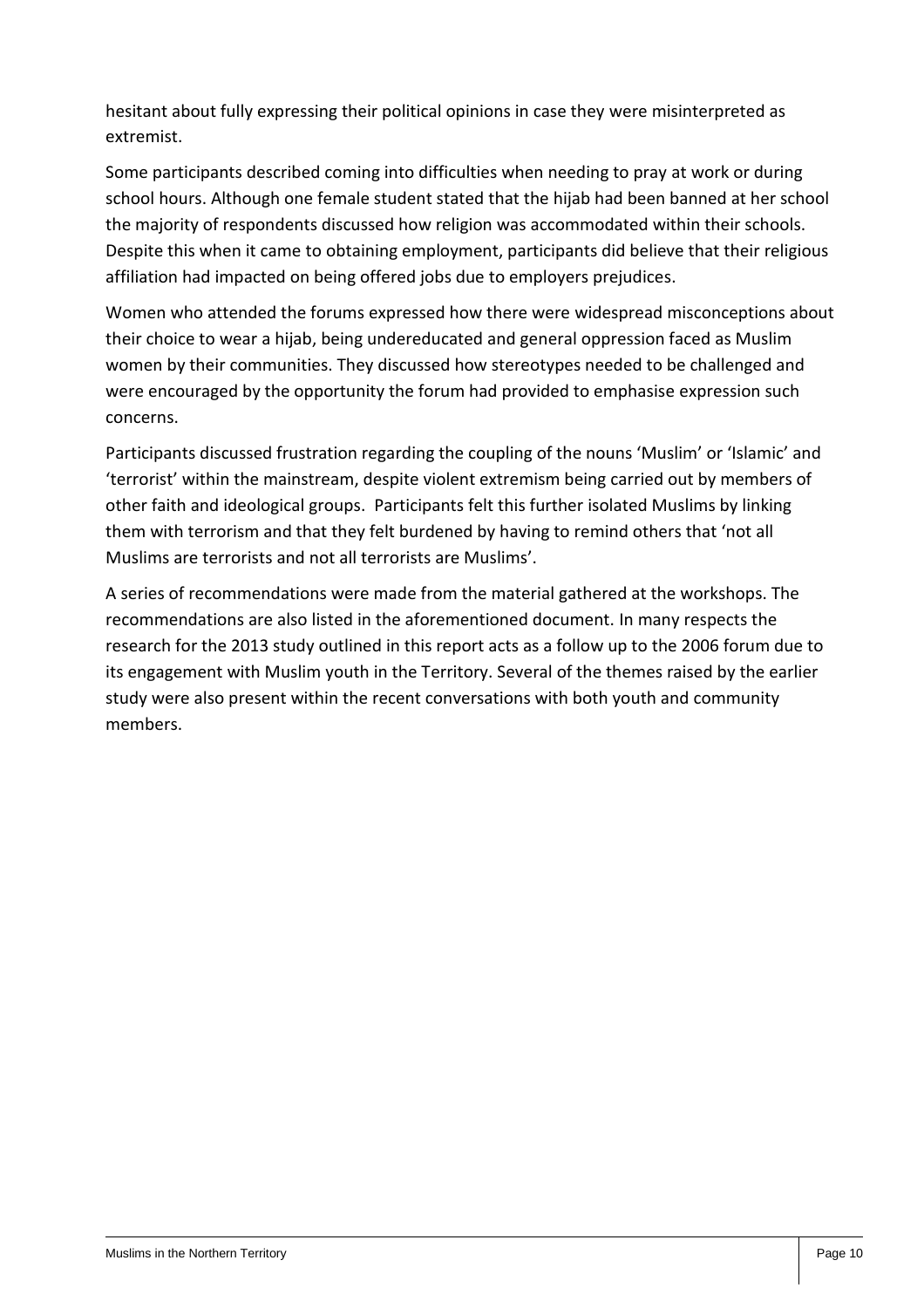hesitant about fully expressing their political opinions in case they were misinterpreted as extremist.

Some participants described coming into difficulties when needing to pray at work or during school hours. Although one female student stated that the hijab had been banned at her school the majority of respondents discussed how religion was accommodated within their schools. Despite this when it came to obtaining employment, participants did believe that their religious affiliation had impacted on being offered jobs due to employers prejudices.

Women who attended the forums expressed how there were widespread misconceptions about their choice to wear a hijab, being undereducated and general oppression faced as Muslim women by their communities. They discussed how stereotypes needed to be challenged and were encouraged by the opportunity the forum had provided to emphasise expression such concerns.

Participants discussed frustration regarding the coupling of the nouns 'Muslim' or 'Islamic' and 'terrorist' within the mainstream, despite violent extremism being carried out by members of other faith and ideological groups. Participants felt this further isolated Muslims by linking them with terrorism and that they felt burdened by having to remind others that 'not all Muslims are terrorists and not all terrorists are Muslims'.

A series of recommendations were made from the material gathered at the workshops. The recommendations are also listed in the aforementioned document. In many respects the research for the 2013 study outlined in this report acts as a follow up to the 2006 forum due to its engagement with Muslim youth in the Territory. Several of the themes raised by the earlier study were also present within the recent conversations with both youth and community members.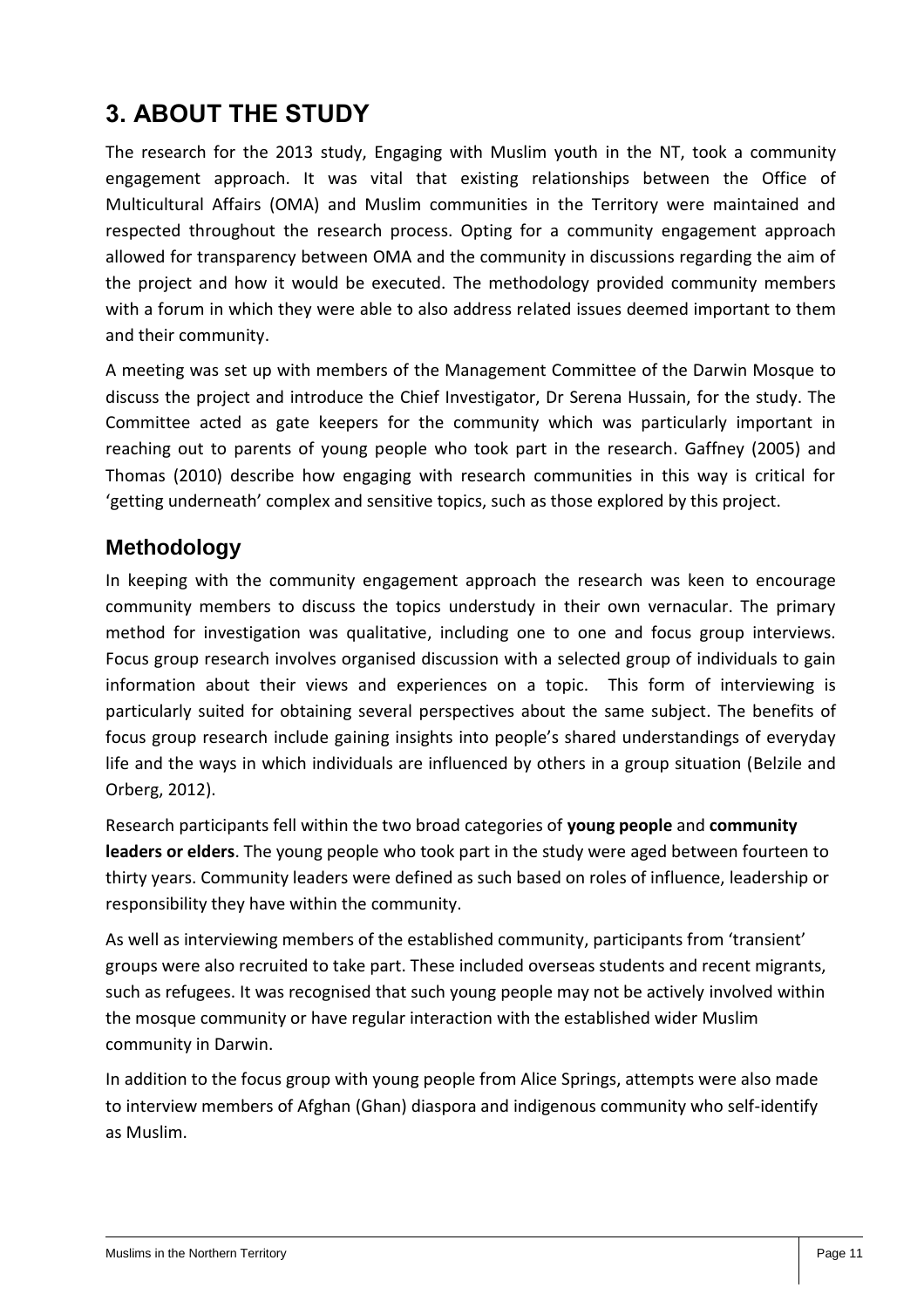# 3. ABOUT THE STUDY

The research for the 2013 study, Engaging with Muslim youth in the NT, took a community engagement approach. It was vital that existing relationships between the Office of Multicultural Affairs (OMA) and Muslim communities in the Territory were maintained and respected throughout the research process. Opting for a community engagement approach allowed for transparency between OMA and the community in discussions regarding the aim of the project and how it would be executed. The methodology provided community members with a forum in which they were able to also address related issues deemed important to them and their community.

A meeting was set up with members of the Management Committee of the Darwin Mosque to discuss the project and introduce the Chief Investigator, Dr Serena Hussain, for the study. The Committee acted as gate keepers for the community which was particularly important in reaching out to parents of young people who took part in the research. Gaffney (2005) and Thomas (2010) describe how engaging with research communities in this way is critical for 'getting underneath' complex and sensitive topics, such as those explored by this project.

## Methodology

In keeping with the community engagement approach the research was keen to encourage community members to discuss the topics understudy in their own vernacular. The primary method for investigation was qualitative, including one to one and focus group interviews. Focus group research involves organised discussion with a selected group of individuals to gain information about their views and experiences on a topic. This form of interviewing is particularly suited for obtaining several perspectives about the same subject. The benefits of focus group research include gaining insights into people's shared understandings of everyday life and the ways in which individuals are influenced by others in a group situation (Belzile and Orberg, 2012).

Research participants fell within the two broad categories of **young people** and **community leaders or elders**. The young people who took part in the study were aged between fourteen to thirty years. Community leaders were defined as such based on roles of influence, leadership or responsibility they have within the community.

As well as interviewing members of the established community, participants from 'transient' groups were also recruited to take part. These included overseas students and recent migrants, such as refugees. It was recognised that such young people may not be actively involved within the mosque community or have regular interaction with the established wider Muslim community in Darwin.

In addition to the focus group with young people from Alice Springs, attempts were also made to interview members of Afghan (Ghan) diaspora and indigenous community who self-identify as Muslim.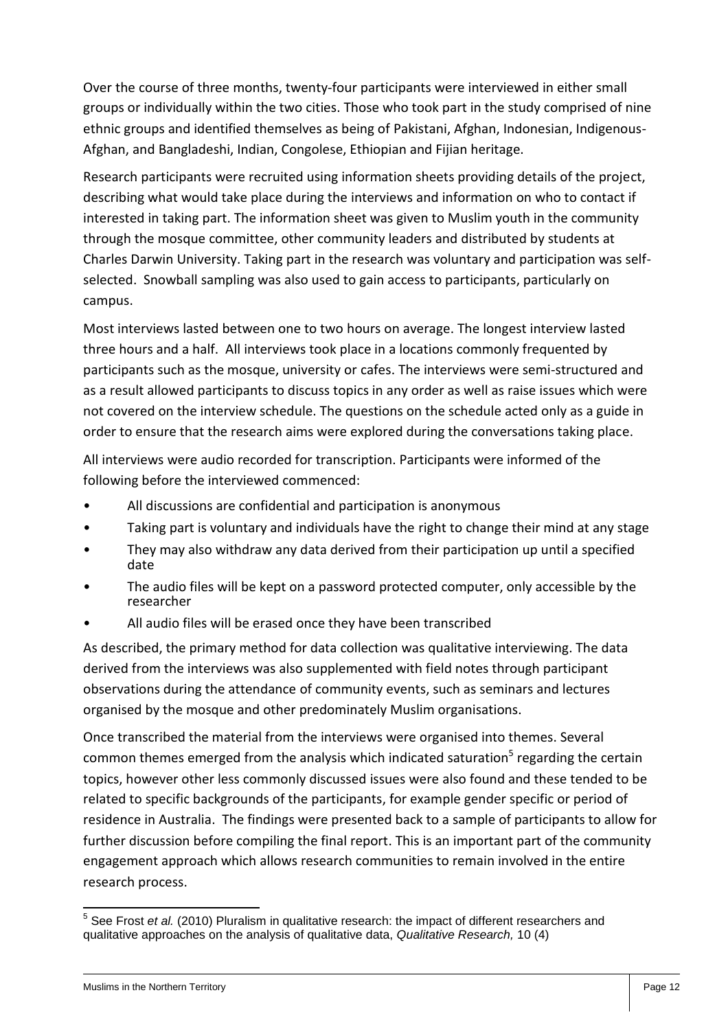Over the course of three months, twenty-four participants were interviewed in either small groups or individually within the two cities. Those who took part in the study comprised of nine ethnic groups and identified themselves as being of Pakistani, Afghan, Indonesian, Indigenous-Afghan, and Bangladeshi, Indian, Congolese, Ethiopian and Fijian heritage.

Research participants were recruited using information sheets providing details of the project, describing what would take place during the interviews and information on who to contact if interested in taking part. The information sheet was given to Muslim youth in the community through the mosque committee, other community leaders and distributed by students at Charles Darwin University. Taking part in the research was voluntary and participation was self-selected. Snowball sampling was also used to gain access to participants, particularly on campus.

Most interviews lasted between one to two hours on average. The longest interview lasted three hours and a half. All interviews took place in a locations commonly frequented by participants such as the mosque, university or cafes. The interviews were semi-structured and as a result allowed participants to discuss topics in any order as well as raise issues which were not covered on the interview schedule. The questions on the schedule acted only as a guide in order to ensure that the research aims were explored during the conversations taking place.

All interviews were audio recorded for transcription. Participants were informed of the following before the interviewed commenced:

- All discussions are confidential and participation is anonymous
- Taking part is voluntary and individuals have the right to change their mind at any stage
- They may also withdraw any data derived from their participation up until a specified date
- The audio files will be kept on a password protected computer, only accessible by the researcher
- All audio files will be erased once they have been transcribed

As described, the primary method for data collection was qualitative interviewing. The data derived from the interviews was also supplemented with field notes through participant observations during the attendance of community events, such as seminars and lectures organised by the mosque and other predominately Muslim organisations.

Once transcribed the material from the interviews were organised into themes. Several common themes emerged from the analysis which indicated saturation[5] regarding the certain topics, however other less commonly discussed issues were also found and these tended to be related to specific backgrounds of the participants, for example gender specific or period of residence in Australia. The findings were presented back to a sample of participants to allow for further discussion before compiling the final report. This is an important part of the community engagement approach which allows research communities to remain involved in the entire research process.

---

[5] See Frost *et al.* (2010) Pluralism in qualitative research: the impact of different researchers and qualitative approaches on the analysis of qualitative data, *Qualitative Research,* 10 (4)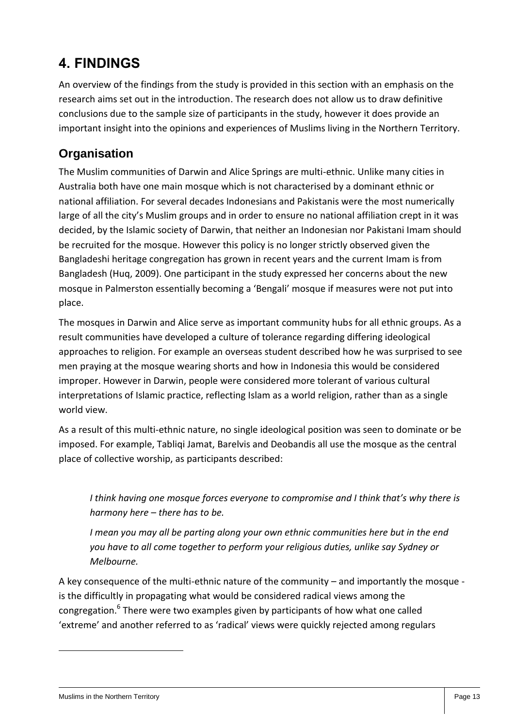# 4. FINDINGS

An overview of the findings from the study is provided in this section with an emphasis on the research aims set out in the introduction. The research does not allow us to draw definitive conclusions due to the sample size of participants in the study, however it does provide an important insight into the opinions and experiences of Muslims living in the Northern Territory.

## Organisation

The Muslim communities of Darwin and Alice Springs are multi-ethnic. Unlike many cities in Australia both have one main mosque which is not characterised by a dominant ethnic or national affiliation. For several decades Indonesians and Pakistanis were the most numerically large of all the city's Muslim groups and in order to ensure no national affiliation crept in it was decided, by the Islamic society of Darwin, that neither an Indonesian nor Pakistani Imam should be recruited for the mosque. However this policy is no longer strictly observed given the Bangladeshi heritage congregation has grown in recent years and the current Imam is from Bangladesh (Huq, 2009). One participant in the study expressed her concerns about the new mosque in Palmerston essentially becoming a 'Bengali' mosque if measures were not put into place.

The mosques in Darwin and Alice serve as important community hubs for all ethnic groups. As a result communities have developed a culture of tolerance regarding differing ideological approaches to religion. For example an overseas student described how he was surprised to see men praying at the mosque wearing shorts and how in Indonesia this would be considered improper. However in Darwin, people were considered more tolerant of various cultural interpretations of Islamic practice, reflecting Islam as a world religion, rather than as a single world view.

As a result of this multi-ethnic nature, no single ideological position was seen to dominate or be imposed. For example, Tabliqi Jamat, Barelvis and Deobandis all use the mosque as the central place of collective worship, as participants described:

> *I think having one mosque forces everyone to compromise and I think that's why there is harmony here – there has to be.*
>
> *I mean you may all be parting along your own ethnic communities here but in the end you have to all come together to perform your religious duties, unlike say Sydney or Melbourne.*

A key consequence of the multi-ethnic nature of the community – and importantly the mosque - is the difficultly in propagating what would be considered radical views among the congregation.[6] There were two examples given by participants of how what one called 'extreme' and another referred to as 'radical' views were quickly rejected among regulars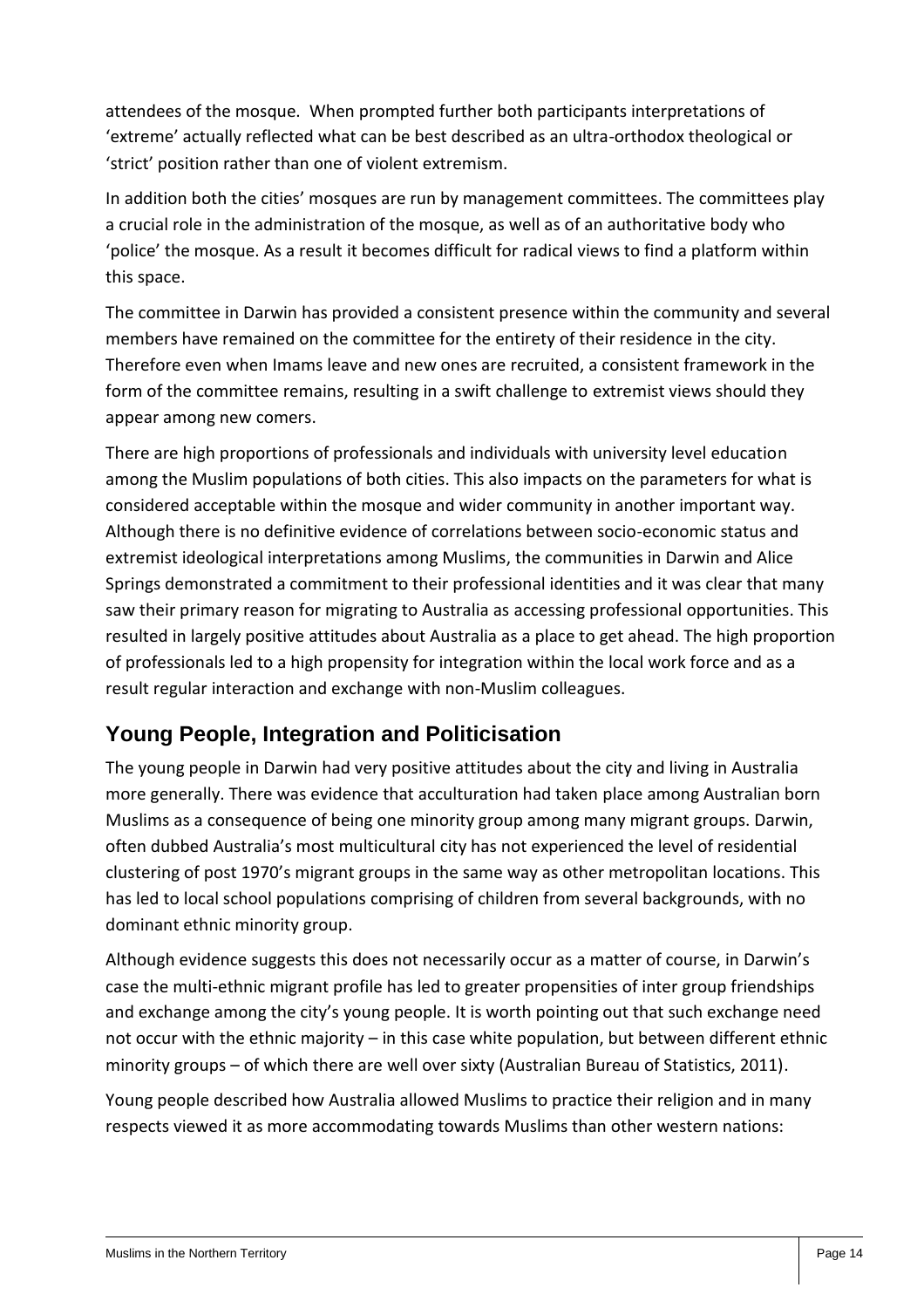attendees of the mosque. When prompted further both participants interpretations of 'extreme' actually reflected what can be best described as an ultra-orthodox theological or 'strict' position rather than one of violent extremism.

In addition both the cities' mosques are run by management committees. The committees play a crucial role in the administration of the mosque, as well as of an authoritative body who 'police' the mosque. As a result it becomes difficult for radical views to find a platform within this space.

The committee in Darwin has provided a consistent presence within the community and several members have remained on the committee for the entirety of their residence in the city. Therefore even when Imams leave and new ones are recruited, a consistent framework in the form of the committee remains, resulting in a swift challenge to extremist views should they appear among new comers.

There are high proportions of professionals and individuals with university level education among the Muslim populations of both cities. This also impacts on the parameters for what is considered acceptable within the mosque and wider community in another important way. Although there is no definitive evidence of correlations between socio-economic status and extremist ideological interpretations among Muslims, the communities in Darwin and Alice Springs demonstrated a commitment to their professional identities and it was clear that many saw their primary reason for migrating to Australia as accessing professional opportunities. This resulted in largely positive attitudes about Australia as a place to get ahead. The high proportion of professionals led to a high propensity for integration within the local work force and as a result regular interaction and exchange with non-Muslim colleagues.

## Young People, Integration and Politicisation

The young people in Darwin had very positive attitudes about the city and living in Australia more generally. There was evidence that acculturation had taken place among Australian born Muslims as a consequence of being one minority group among many migrant groups. Darwin, often dubbed Australia's most multicultural city has not experienced the level of residential clustering of post 1970's migrant groups in the same way as other metropolitan locations. This has led to local school populations comprising of children from several backgrounds, with no dominant ethnic minority group.

Although evidence suggests this does not necessarily occur as a matter of course, in Darwin's case the multi-ethnic migrant profile has led to greater propensities of inter group friendships and exchange among the city's young people. It is worth pointing out that such exchange need not occur with the ethnic majority – in this case white population, but between different ethnic minority groups – of which there are well over sixty (Australian Bureau of Statistics, 2011).

Young people described how Australia allowed Muslims to practice their religion and in many respects viewed it as more accommodating towards Muslims than other western nations: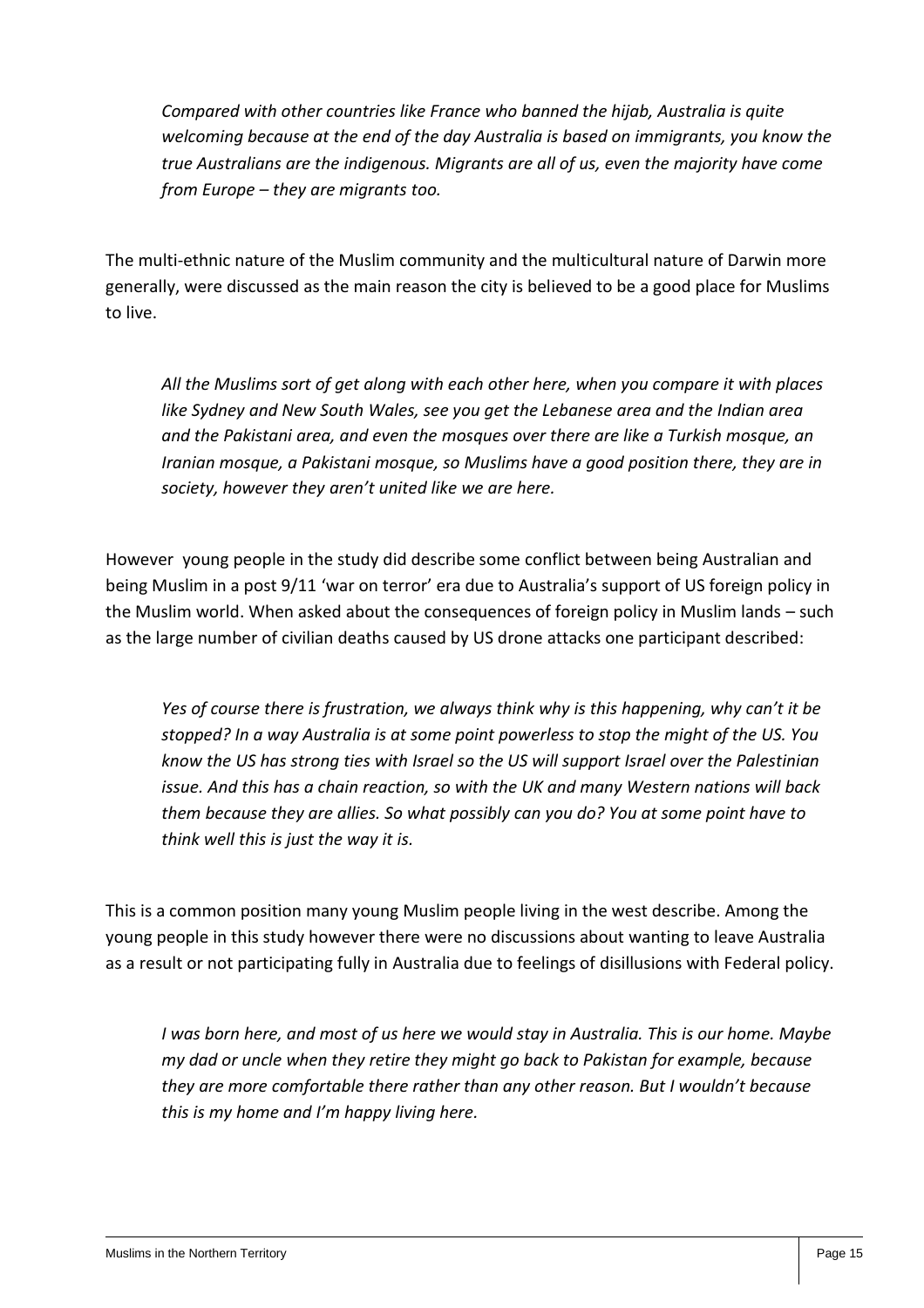*Compared with other countries like France who banned the hijab, Australia is quite welcoming because at the end of the day Australia is based on immigrants, you know the true Australians are the indigenous. Migrants are all of us, even the majority have come from Europe – they are migrants too.*

The multi-ethnic nature of the Muslim community and the multicultural nature of Darwin more generally, were discussed as the main reason the city is believed to be a good place for Muslims to live.

*All the Muslims sort of get along with each other here, when you compare it with places like Sydney and New South Wales, see you get the Lebanese area and the Indian area and the Pakistani area, and even the mosques over there are like a Turkish mosque, an Iranian mosque, a Pakistani mosque, so Muslims have a good position there, they are in society, however they aren't united like we are here.*

However young people in the study did describe some conflict between being Australian and being Muslim in a post 9/11 'war on terror' era due to Australia's support of US foreign policy in the Muslim world. When asked about the consequences of foreign policy in Muslim lands – such as the large number of civilian deaths caused by US drone attacks one participant described:

*Yes of course there is frustration, we always think why is this happening, why can't it be stopped? In a way Australia is at some point powerless to stop the might of the US. You know the US has strong ties with Israel so the US will support Israel over the Palestinian issue. And this has a chain reaction, so with the UK and many Western nations will back them because they are allies. So what possibly can you do? You at some point have to think well this is just the way it is.*

This is a common position many young Muslim people living in the west describe. Among the young people in this study however there were no discussions about wanting to leave Australia as a result or not participating fully in Australia due to feelings of disillusions with Federal policy.

*I was born here, and most of us here we would stay in Australia. This is our home. Maybe my dad or uncle when they retire they might go back to Pakistan for example, because they are more comfortable there rather than any other reason. But I wouldn't because this is my home and I'm happy living here.*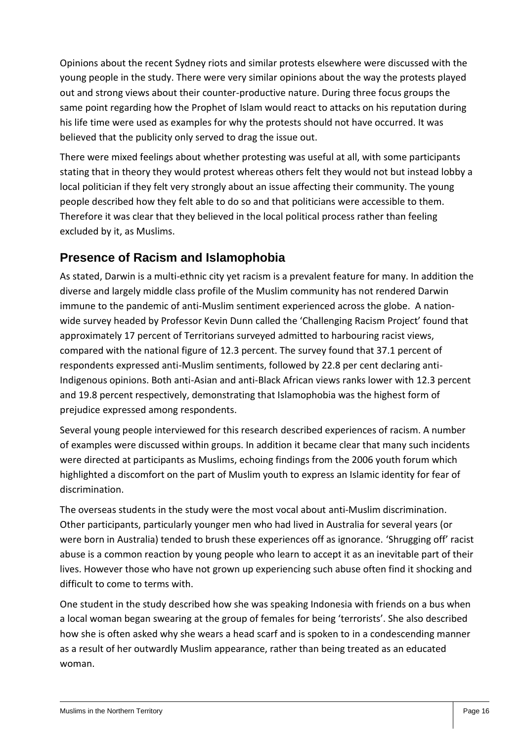Opinions about the recent Sydney riots and similar protests elsewhere were discussed with the young people in the study. There were very similar opinions about the way the protests played out and strong views about their counter-productive nature. During three focus groups the same point regarding how the Prophet of Islam would react to attacks on his reputation during his life time were used as examples for why the protests should not have occurred. It was believed that the publicity only served to drag the issue out.

There were mixed feelings about whether protesting was useful at all, with some participants stating that in theory they would protest whereas others felt they would not but instead lobby a local politician if they felt very strongly about an issue affecting their community. The young people described how they felt able to do so and that politicians were accessible to them. Therefore it was clear that they believed in the local political process rather than feeling excluded by it, as Muslims.

## Presence of Racism and Islamophobia

As stated, Darwin is a multi-ethnic city yet racism is a prevalent feature for many. In addition the diverse and largely middle class profile of the Muslim community has not rendered Darwin immune to the pandemic of anti-Muslim sentiment experienced across the globe. A nation-wide survey headed by Professor Kevin Dunn called the 'Challenging Racism Project' found that approximately 17 percent of Territorians surveyed admitted to harbouring racist views, compared with the national figure of 12.3 percent. The survey found that 37.1 percent of respondents expressed anti-Muslim sentiments, followed by 22.8 per cent declaring anti-Indigenous opinions. Both anti-Asian and anti-Black African views ranks lower with 12.3 percent and 19.8 percent respectively, demonstrating that Islamophobia was the highest form of prejudice expressed among respondents.

Several young people interviewed for this research described experiences of racism. A number of examples were discussed within groups. In addition it became clear that many such incidents were directed at participants as Muslims, echoing findings from the 2006 youth forum which highlighted a discomfort on the part of Muslim youth to express an Islamic identity for fear of discrimination.

The overseas students in the study were the most vocal about anti-Muslim discrimination. Other participants, particularly younger men who had lived in Australia for several years (or were born in Australia) tended to brush these experiences off as ignorance. 'Shrugging off' racist abuse is a common reaction by young people who learn to accept it as an inevitable part of their lives. However those who have not grown up experiencing such abuse often find it shocking and difficult to come to terms with.

One student in the study described how she was speaking Indonesia with friends on a bus when a local woman began swearing at the group of females for being 'terrorists'. She also described how she is often asked why she wears a head scarf and is spoken to in a condescending manner as a result of her outwardly Muslim appearance, rather than being treated as an educated woman.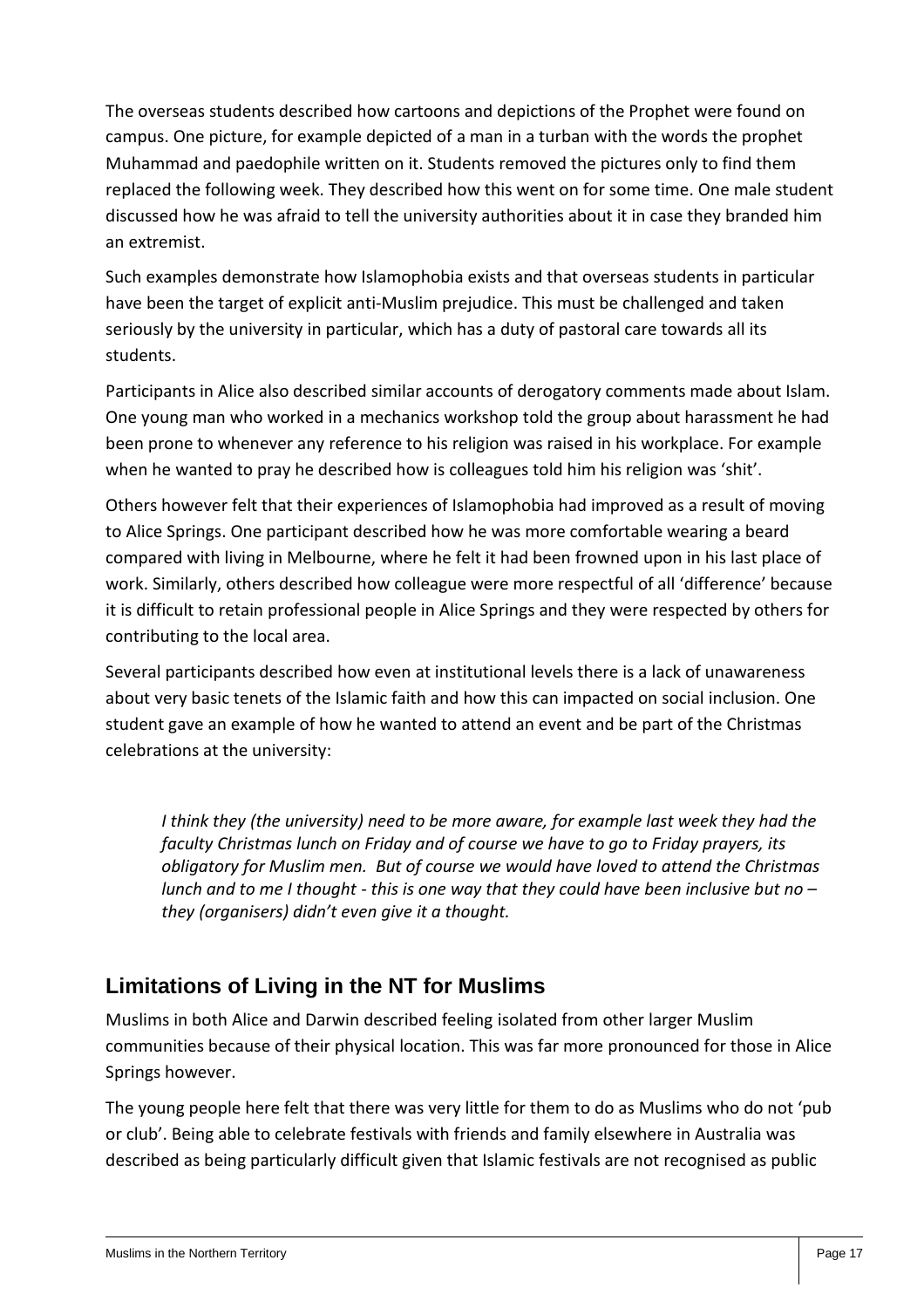The overseas students described how cartoons and depictions of the Prophet were found on campus. One picture, for example depicted of a man in a turban with the words the prophet Muhammad and paedophile written on it. Students removed the pictures only to find them replaced the following week. They described how this went on for some time. One male student discussed how he was afraid to tell the university authorities about it in case they branded him an extremist.

Such examples demonstrate how Islamophobia exists and that overseas students in particular have been the target of explicit anti-Muslim prejudice. This must be challenged and taken seriously by the university in particular, which has a duty of pastoral care towards all its students.

Participants in Alice also described similar accounts of derogatory comments made about Islam. One young man who worked in a mechanics workshop told the group about harassment he had been prone to whenever any reference to his religion was raised in his workplace. For example when he wanted to pray he described how is colleagues told him his religion was 'shit'.

Others however felt that their experiences of Islamophobia had improved as a result of moving to Alice Springs. One participant described how he was more comfortable wearing a beard compared with living in Melbourne, where he felt it had been frowned upon in his last place of work. Similarly, others described how colleague were more respectful of all 'difference' because it is difficult to retain professional people in Alice Springs and they were respected by others for contributing to the local area.

Several participants described how even at institutional levels there is a lack of unawareness about very basic tenets of the Islamic faith and how this can impacted on social inclusion. One student gave an example of how he wanted to attend an event and be part of the Christmas celebrations at the university:

> *I think they (the university) need to be more aware, for example last week they had the faculty Christmas lunch on Friday and of course we have to go to Friday prayers, its obligatory for Muslim men. But of course we would have loved to attend the Christmas lunch and to me I thought - this is one way that they could have been inclusive but no – they (organisers) didn't even give it a thought.*

## Limitations of Living in the NT for Muslims

Muslims in both Alice and Darwin described feeling isolated from other larger Muslim communities because of their physical location. This was far more pronounced for those in Alice Springs however.

The young people here felt that there was very little for them to do as Muslims who do not 'pub or club'. Being able to celebrate festivals with friends and family elsewhere in Australia was described as being particularly difficult given that Islamic festivals are not recognised as public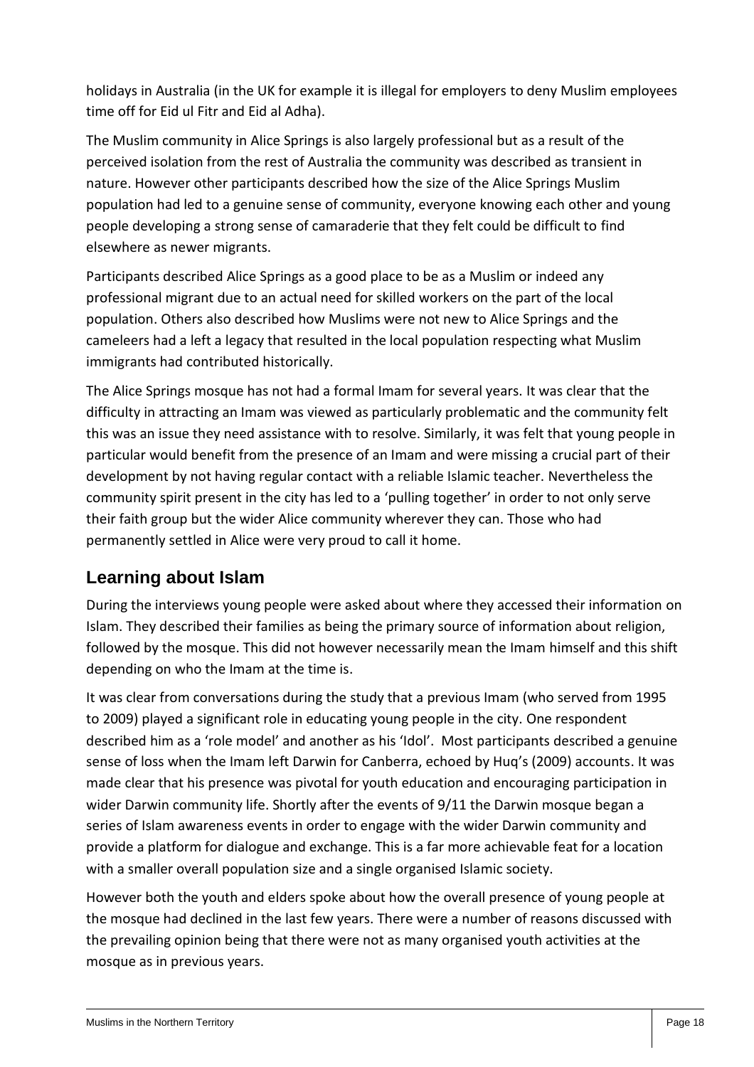holidays in Australia (in the UK for example it is illegal for employers to deny Muslim employees time off for Eid ul Fitr and Eid al Adha).

The Muslim community in Alice Springs is also largely professional but as a result of the perceived isolation from the rest of Australia the community was described as transient in nature. However other participants described how the size of the Alice Springs Muslim population had led to a genuine sense of community, everyone knowing each other and young people developing a strong sense of camaraderie that they felt could be difficult to find elsewhere as newer migrants.

Participants described Alice Springs as a good place to be as a Muslim or indeed any professional migrant due to an actual need for skilled workers on the part of the local population. Others also described how Muslims were not new to Alice Springs and the cameleers had a left a legacy that resulted in the local population respecting what Muslim immigrants had contributed historically.

The Alice Springs mosque has not had a formal Imam for several years. It was clear that the difficulty in attracting an Imam was viewed as particularly problematic and the community felt this was an issue they need assistance with to resolve. Similarly, it was felt that young people in particular would benefit from the presence of an Imam and were missing a crucial part of their development by not having regular contact with a reliable Islamic teacher. Nevertheless the community spirit present in the city has led to a 'pulling together' in order to not only serve their faith group but the wider Alice community wherever they can. Those who had permanently settled in Alice were very proud to call it home.

## Learning about Islam

During the interviews young people were asked about where they accessed their information on Islam. They described their families as being the primary source of information about religion, followed by the mosque. This did not however necessarily mean the Imam himself and this shift depending on who the Imam at the time is.

It was clear from conversations during the study that a previous Imam (who served from 1995 to 2009) played a significant role in educating young people in the city. One respondent described him as a 'role model' and another as his 'Idol'. Most participants described a genuine sense of loss when the Imam left Darwin for Canberra, echoed by Huq's (2009) accounts. It was made clear that his presence was pivotal for youth education and encouraging participation in wider Darwin community life. Shortly after the events of 9/11 the Darwin mosque began a series of Islam awareness events in order to engage with the wider Darwin community and provide a platform for dialogue and exchange. This is a far more achievable feat for a location with a smaller overall population size and a single organised Islamic society.

However both the youth and elders spoke about how the overall presence of young people at the mosque had declined in the last few years. There were a number of reasons discussed with the prevailing opinion being that there were not as many organised youth activities at the mosque as in previous years.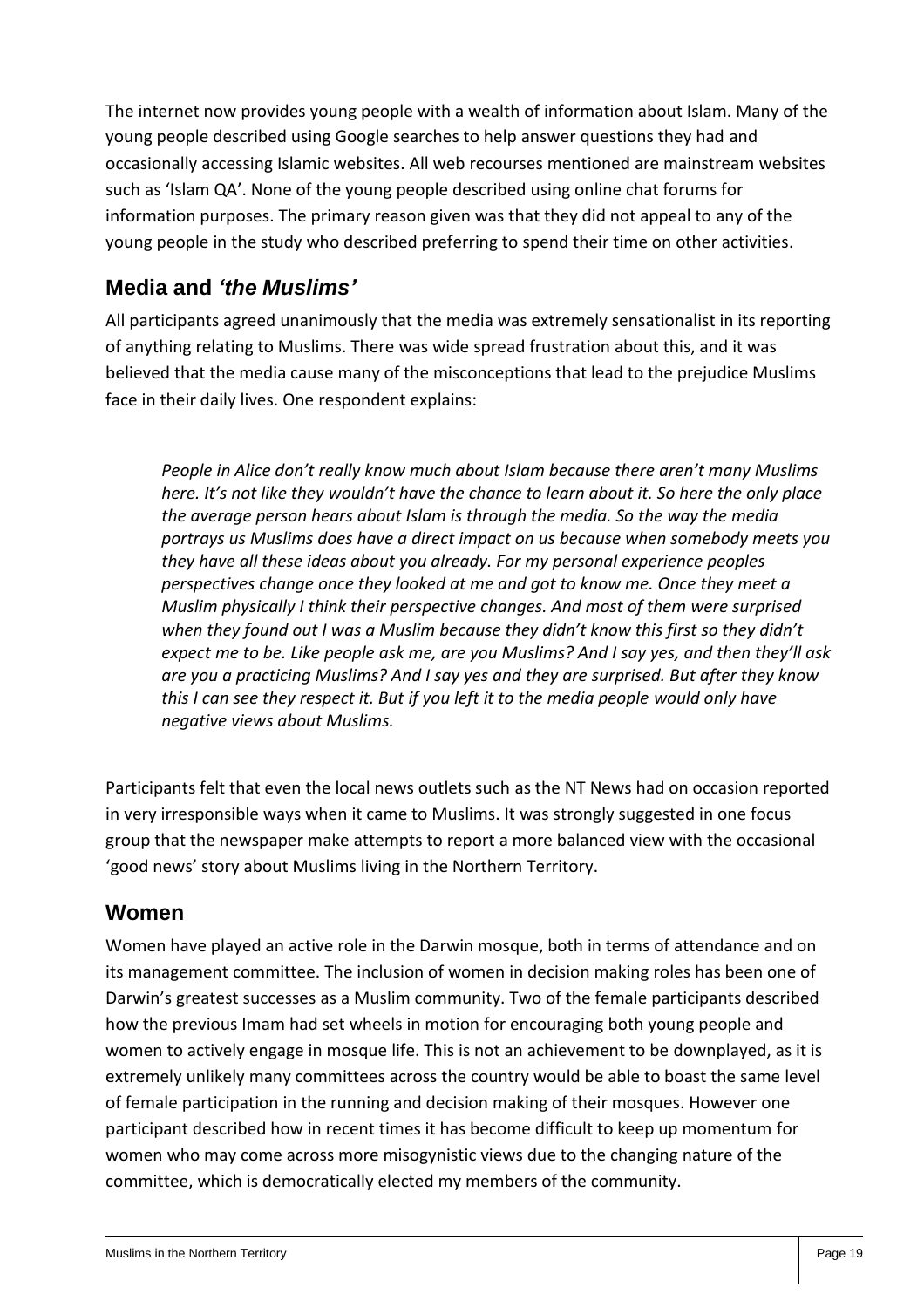The internet now provides young people with a wealth of information about Islam. Many of the young people described using Google searches to help answer questions they had and occasionally accessing Islamic websites. All web recourses mentioned are mainstream websites such as 'Islam QA'. None of the young people described using online chat forums for information purposes. The primary reason given was that they did not appeal to any of the young people in the study who described preferring to spend their time on other activities.

## Media and *'the Muslims'*

All participants agreed unanimously that the media was extremely sensationalist in its reporting of anything relating to Muslims. There was wide spread frustration about this, and it was believed that the media cause many of the misconceptions that lead to the prejudice Muslims face in their daily lives. One respondent explains:

> *People in Alice don't really know much about Islam because there aren't many Muslims here. It's not like they wouldn't have the chance to learn about it. So here the only place the average person hears about Islam is through the media. So the way the media portrays us Muslims does have a direct impact on us because when somebody meets you they have all these ideas about you already. For my personal experience peoples perspectives change once they looked at me and got to know me. Once they meet a Muslim physically I think their perspective changes. And most of them were surprised when they found out I was a Muslim because they didn't know this first so they didn't expect me to be. Like people ask me, are you Muslims? And I say yes, and then they'll ask are you a practicing Muslims? And I say yes and they are surprised. But after they know this I can see they respect it. But if you left it to the media people would only have negative views about Muslims.*

Participants felt that even the local news outlets such as the NT News had on occasion reported in very irresponsible ways when it came to Muslims. It was strongly suggested in one focus group that the newspaper make attempts to report a more balanced view with the occasional 'good news' story about Muslims living in the Northern Territory.

## Women

Women have played an active role in the Darwin mosque, both in terms of attendance and on its management committee. The inclusion of women in decision making roles has been one of Darwin's greatest successes as a Muslim community. Two of the female participants described how the previous Imam had set wheels in motion for encouraging both young people and women to actively engage in mosque life. This is not an achievement to be downplayed, as it is extremely unlikely many committees across the country would be able to boast the same level of female participation in the running and decision making of their mosques. However one participant described how in recent times it has become difficult to keep up momentum for women who may come across more misogynistic views due to the changing nature of the committee, which is democratically elected my members of the community.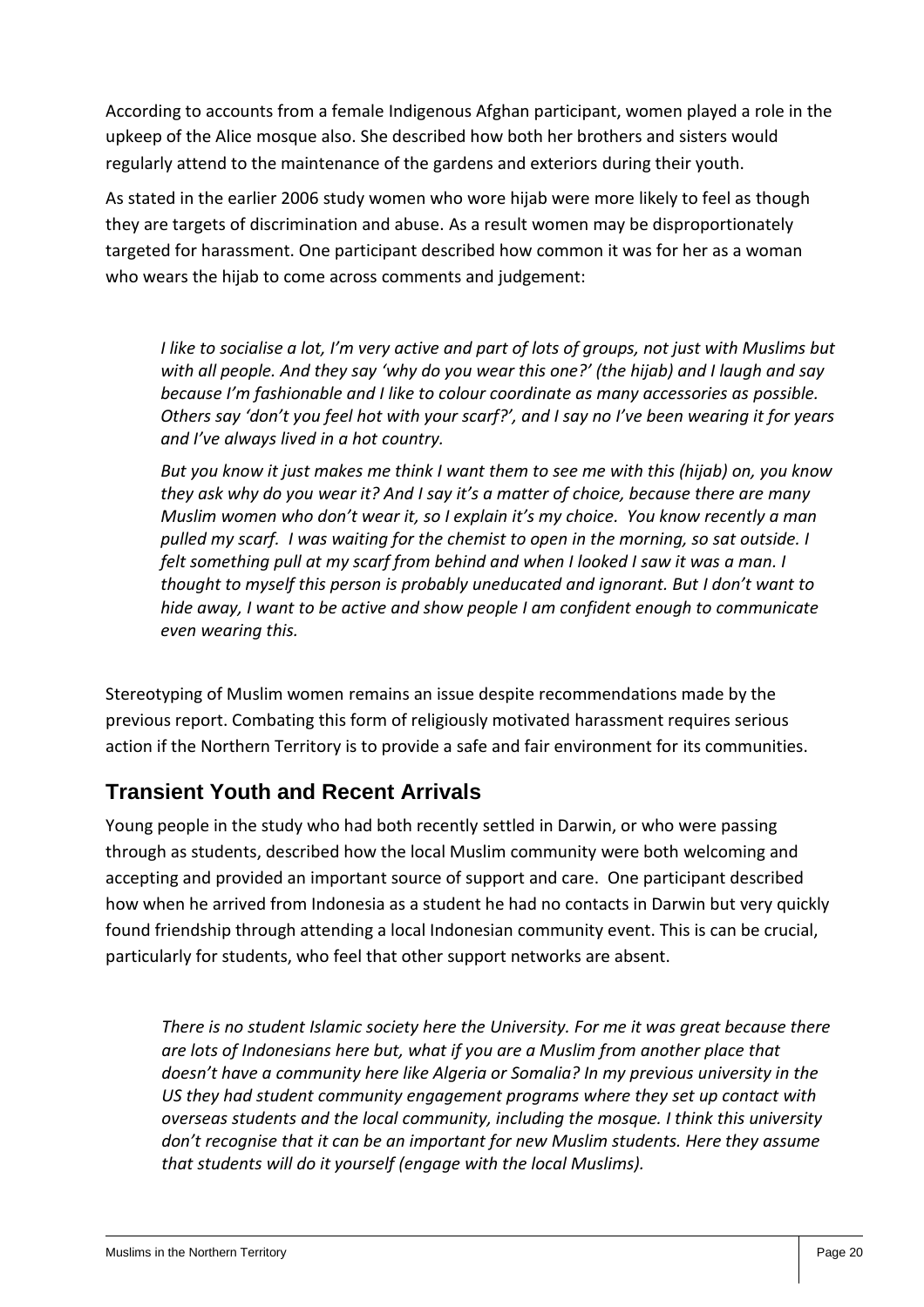According to accounts from a female Indigenous Afghan participant, women played a role in the upkeep of the Alice mosque also. She described how both her brothers and sisters would regularly attend to the maintenance of the gardens and exteriors during their youth.

As stated in the earlier 2006 study women who wore hijab were more likely to feel as though they are targets of discrimination and abuse. As a result women may be disproportionately targeted for harassment. One participant described how common it was for her as a woman who wears the hijab to come across comments and judgement:

> *I like to socialise a lot, I'm very active and part of lots of groups, not just with Muslims but with all people. And they say 'why do you wear this one?' (the hijab) and I laugh and say because I'm fashionable and I like to colour coordinate as many accessories as possible. Others say 'don't you feel hot with your scarf?', and I say no I've been wearing it for years and I've always lived in a hot country.*
>
> *But you know it just makes me think I want them to see me with this (hijab) on, you know they ask why do you wear it? And I say it's a matter of choice, because there are many Muslim women who don't wear it, so I explain it's my choice. You know recently a man pulled my scarf. I was waiting for the chemist to open in the morning, so sat outside. I felt something pull at my scarf from behind and when I looked I saw it was a man. I thought to myself this person is probably uneducated and ignorant. But I don't want to hide away, I want to be active and show people I am confident enough to communicate even wearing this.*

Stereotyping of Muslim women remains an issue despite recommendations made by the previous report. Combating this form of religiously motivated harassment requires serious action if the Northern Territory is to provide a safe and fair environment for its communities.

## Transient Youth and Recent Arrivals

Young people in the study who had both recently settled in Darwin, or who were passing through as students, described how the local Muslim community were both welcoming and accepting and provided an important source of support and care. One participant described how when he arrived from Indonesia as a student he had no contacts in Darwin but very quickly found friendship through attending a local Indonesian community event. This is can be crucial, particularly for students, who feel that other support networks are absent.

> *There is no student Islamic society here the University. For me it was great because there are lots of Indonesians here but, what if you are a Muslim from another place that doesn't have a community here like Algeria or Somalia? In my previous university in the US they had student community engagement programs where they set up contact with overseas students and the local community, including the mosque. I think this university don't recognise that it can be an important for new Muslim students. Here they assume that students will do it yourself (engage with the local Muslims).*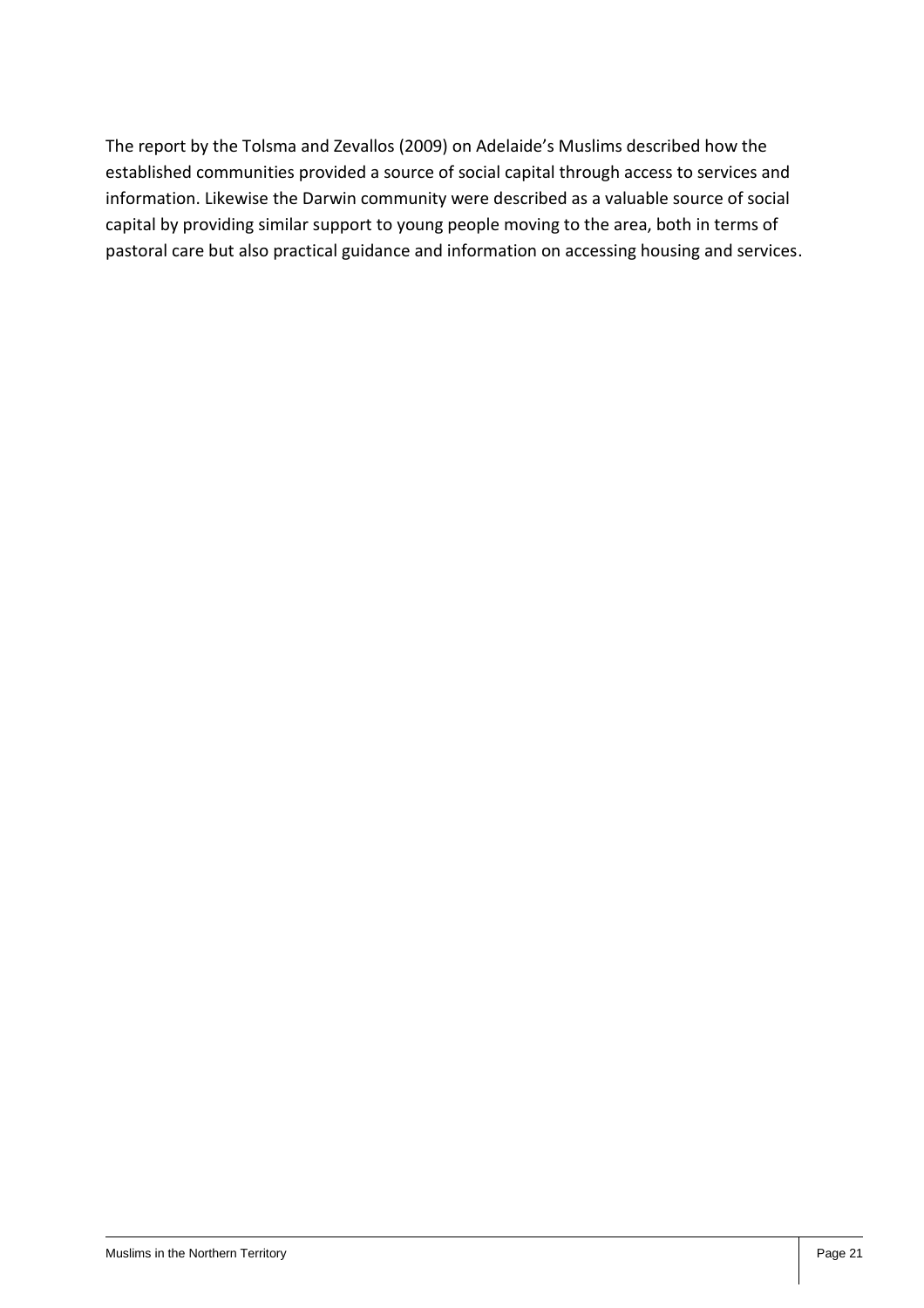The report by the Tolsma and Zevallos (2009) on Adelaide's Muslims described how the established communities provided a source of social capital through access to services and information. Likewise the Darwin community were described as a valuable source of social capital by providing similar support to young people moving to the area, both in terms of pastoral care but also practical guidance and information on accessing housing and services.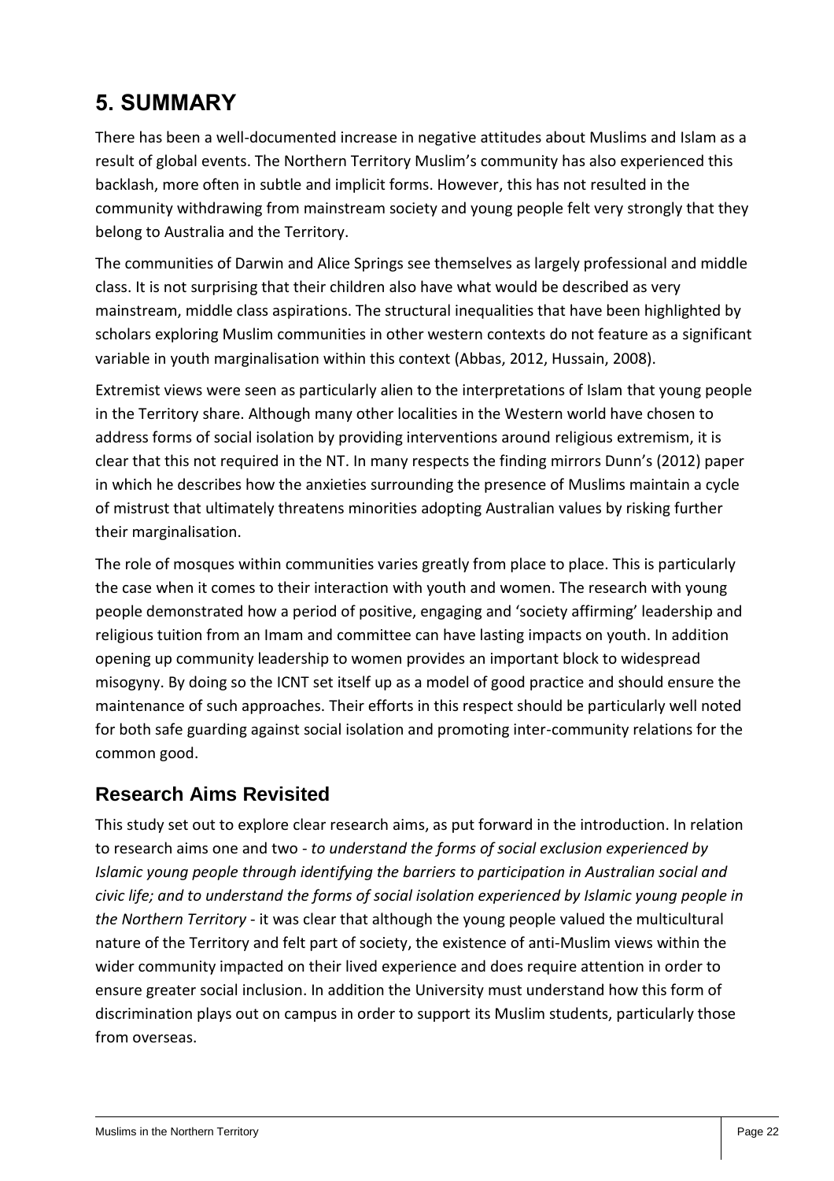# 5. SUMMARY

There has been a well-documented increase in negative attitudes about Muslims and Islam as a result of global events. The Northern Territory Muslim's community has also experienced this backlash, more often in subtle and implicit forms. However, this has not resulted in the community withdrawing from mainstream society and young people felt very strongly that they belong to Australia and the Territory.

The communities of Darwin and Alice Springs see themselves as largely professional and middle class. It is not surprising that their children also have what would be described as very mainstream, middle class aspirations. The structural inequalities that have been highlighted by scholars exploring Muslim communities in other western contexts do not feature as a significant variable in youth marginalisation within this context (Abbas, 2012, Hussain, 2008).

Extremist views were seen as particularly alien to the interpretations of Islam that young people in the Territory share. Although many other localities in the Western world have chosen to address forms of social isolation by providing interventions around religious extremism, it is clear that this not required in the NT. In many respects the finding mirrors Dunn's (2012) paper in which he describes how the anxieties surrounding the presence of Muslims maintain a cycle of mistrust that ultimately threatens minorities adopting Australian values by risking further their marginalisation.

The role of mosques within communities varies greatly from place to place. This is particularly the case when it comes to their interaction with youth and women. The research with young people demonstrated how a period of positive, engaging and 'society affirming' leadership and religious tuition from an Imam and committee can have lasting impacts on youth. In addition opening up community leadership to women provides an important block to widespread misogyny. By doing so the ICNT set itself up as a model of good practice and should ensure the maintenance of such approaches. Their efforts in this respect should be particularly well noted for both safe guarding against social isolation and promoting inter-community relations for the common good.

## Research Aims Revisited

This study set out to explore clear research aims, as put forward in the introduction. In relation to research aims one and two - *to understand the forms of social exclusion experienced by Islamic young people through identifying the barriers to participation in Australian social and civic life; and to understand the forms of social isolation experienced by Islamic young people in the Northern Territory* - it was clear that although the young people valued the multicultural nature of the Territory and felt part of society, the existence of anti-Muslim views within the wider community impacted on their lived experience and does require attention in order to ensure greater social inclusion. In addition the University must understand how this form of discrimination plays out on campus in order to support its Muslim students, particularly those from overseas.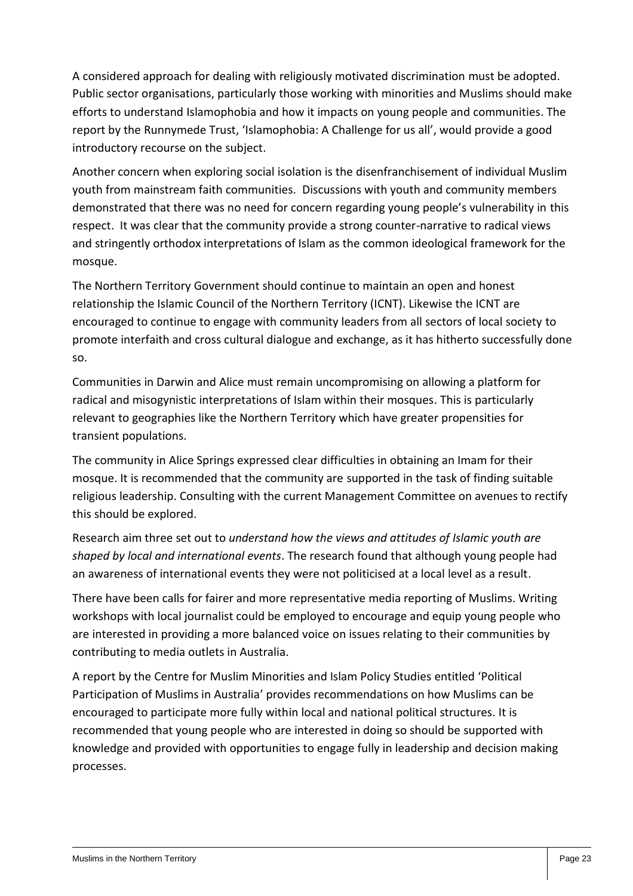A considered approach for dealing with religiously motivated discrimination must be adopted. Public sector organisations, particularly those working with minorities and Muslims should make efforts to understand Islamophobia and how it impacts on young people and communities. The report by the Runnymede Trust, 'Islamophobia: A Challenge for us all', would provide a good introductory recourse on the subject.

Another concern when exploring social isolation is the disenfranchisement of individual Muslim youth from mainstream faith communities. Discussions with youth and community members demonstrated that there was no need for concern regarding young people's vulnerability in this respect. It was clear that the community provide a strong counter-narrative to radical views and stringently orthodox interpretations of Islam as the common ideological framework for the mosque.

The Northern Territory Government should continue to maintain an open and honest relationship the Islamic Council of the Northern Territory (ICNT). Likewise the ICNT are encouraged to continue to engage with community leaders from all sectors of local society to promote interfaith and cross cultural dialogue and exchange, as it has hitherto successfully done so.

Communities in Darwin and Alice must remain uncompromising on allowing a platform for radical and misogynistic interpretations of Islam within their mosques. This is particularly relevant to geographies like the Northern Territory which have greater propensities for transient populations.

The community in Alice Springs expressed clear difficulties in obtaining an Imam for their mosque. It is recommended that the community are supported in the task of finding suitable religious leadership. Consulting with the current Management Committee on avenues to rectify this should be explored.

Research aim three set out to *understand how the views and attitudes of Islamic youth are shaped by local and international events*. The research found that although young people had an awareness of international events they were not politicised at a local level as a result.

There have been calls for fairer and more representative media reporting of Muslims. Writing workshops with local journalist could be employed to encourage and equip young people who are interested in providing a more balanced voice on issues relating to their communities by contributing to media outlets in Australia.

A report by the Centre for Muslim Minorities and Islam Policy Studies entitled 'Political Participation of Muslims in Australia' provides recommendations on how Muslims can be encouraged to participate more fully within local and national political structures. It is recommended that young people who are interested in doing so should be supported with knowledge and provided with opportunities to engage fully in leadership and decision making processes.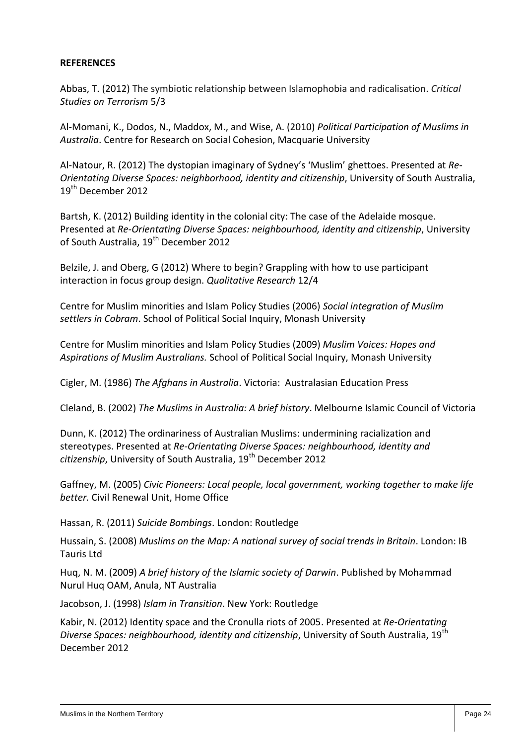**REFERENCES**

Abbas, T. (2012) The symbiotic relationship between Islamophobia and radicalisation. *Critical Studies on Terrorism* 5/3

Al-Momani, K., Dodos, N., Maddox, M., and Wise, A. (2010) *Political Participation of Muslims in Australia*. Centre for Research on Social Cohesion, Macquarie University

Al-Natour, R. (2012) The dystopian imaginary of Sydney's 'Muslim' ghettoes. Presented at *Re-Orientating Diverse Spaces: neighborhood, identity and citizenship*, University of South Australia, 19th December 2012

Bartsh, K. (2012) Building identity in the colonial city: The case of the Adelaide mosque. Presented at *Re-Orientating Diverse Spaces: neighbourhood, identity and citizenship*, University of South Australia, 19th December 2012

Belzile, J. and Oberg, G (2012) Where to begin? Grappling with how to use participant interaction in focus group design. *Qualitative Research* 12/4

Centre for Muslim minorities and Islam Policy Studies (2006) *Social integration of Muslim settlers in Cobram*. School of Political Social Inquiry, Monash University

Centre for Muslim minorities and Islam Policy Studies (2009) *Muslim Voices: Hopes and Aspirations of Muslim Australians.* School of Political Social Inquiry, Monash University

Cigler, M. (1986) *The Afghans in Australia*. Victoria: Australasian Education Press

Cleland, B. (2002) *The Muslims in Australia: A brief history*. Melbourne Islamic Council of Victoria

Dunn, K. (2012) The ordinariness of Australian Muslims: undermining racialization and stereotypes. Presented at *Re-Orientating Diverse Spaces: neighbourhood, identity and citizenship*, University of South Australia, 19th December 2012

Gaffney, M. (2005) *Civic Pioneers: Local people, local government, working together to make life better.* Civil Renewal Unit, Home Office

Hassan, R. (2011) *Suicide Bombings*. London: Routledge

Hussain, S. (2008) *Muslims on the Map: A national survey of social trends in Britain*. London: IB Tauris Ltd

Huq, N. M. (2009) *A brief history of the Islamic society of Darwin*. Published by Mohammad Nurul Huq OAM, Anula, NT Australia

Jacobson, J. (1998) *Islam in Transition*. New York: Routledge

Kabir, N. (2012) Identity space and the Cronulla riots of 2005. Presented at *Re-Orientating Diverse Spaces: neighbourhood, identity and citizenship*, University of South Australia, 19th December 2012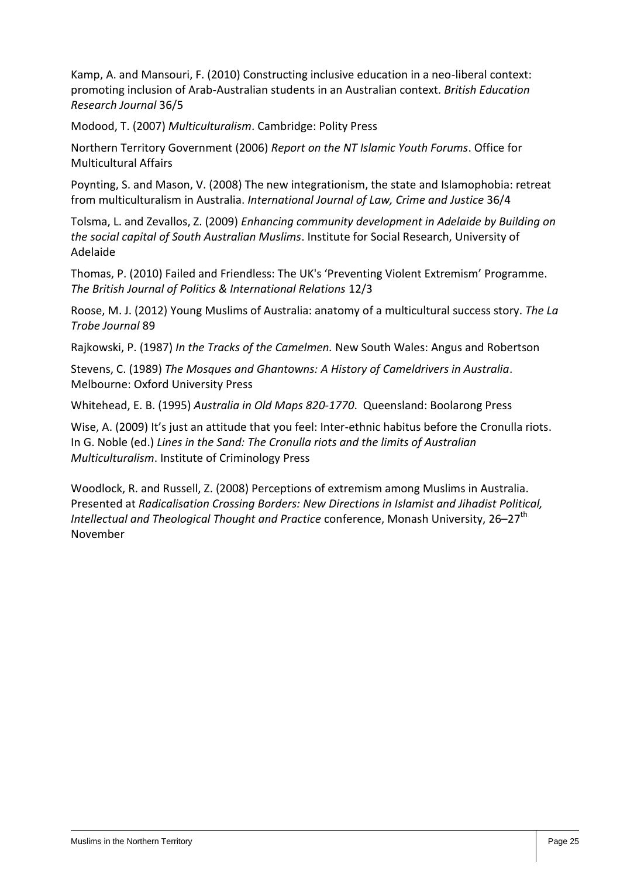Kamp, A. and Mansouri, F. (2010) Constructing inclusive education in a neo-liberal context: promoting inclusion of Arab-Australian students in an Australian context. *British Education Research Journal* 36/5

Modood, T. (2007) *Multiculturalism*. Cambridge: Polity Press

Northern Territory Government (2006) *Report on the NT Islamic Youth Forums*. Office for Multicultural Affairs

Poynting, S. and Mason, V. (2008) The new integrationism, the state and Islamophobia: retreat from multiculturalism in Australia. *International Journal of Law, Crime and Justice* 36/4

Tolsma, L. and Zevallos, Z. (2009) *Enhancing community development in Adelaide by Building on the social capital of South Australian Muslims*. Institute for Social Research, University of Adelaide

Thomas, P. (2010) Failed and Friendless: The UK's 'Preventing Violent Extremism' Programme. *The British Journal of Politics & International Relations* 12/3

Roose, M. J. (2012) Young Muslims of Australia: anatomy of a multicultural success story. *The La Trobe Journal* 89

Rajkowski, P. (1987) *In the Tracks of the Camelmen.* New South Wales: Angus and Robertson

Stevens, C. (1989) *The Mosques and Ghantowns: A History of Cameldrivers in Australia*. Melbourne: Oxford University Press

Whitehead, E. B. (1995) *Australia in Old Maps 820-1770*. Queensland: Boolarong Press

Wise, A. (2009) It's just an attitude that you feel: Inter-ethnic habitus before the Cronulla riots. In G. Noble (ed.) *Lines in the Sand: The Cronulla riots and the limits of Australian Multiculturalism*. Institute of Criminology Press

Woodlock, R. and Russell, Z. (2008) Perceptions of extremism among Muslims in Australia. Presented at *Radicalisation Crossing Borders: New Directions in Islamist and Jihadist Political, Intellectual and Theological Thought and Practice* conference, Monash University, 26–27th November